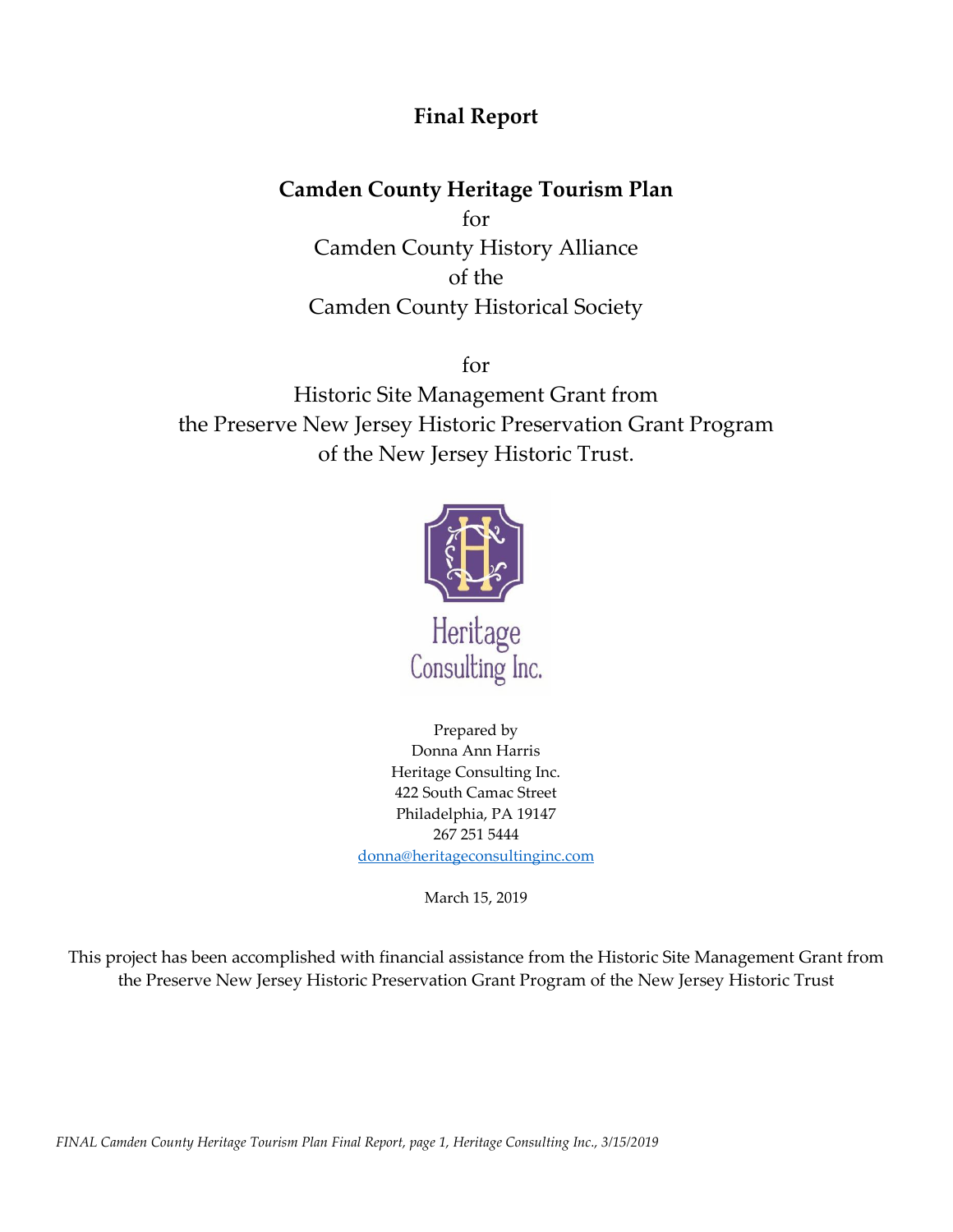# Final Report

## Camden County Heritage Tourism Plan

for

Camden County History Alliance

of the

Camden County Historical Society

for

Historic Site Management Grant from

the Preserve New Jersey Historic Preservation Grant Program

of the New Jersey Historic Trust.

Heritage Consulting Inc.

Prepared by
Donna Ann Harris
Heritage Consulting Inc.
422 South Camac Street
Philadelphia, PA 19147
267 251 5444
donna@heritageconsultinginc.com

March 15, 2019

This project has been accomplished with financial assistance from the Historic Site Management Grant from the Preserve New Jersey Historic Preservation Grant Program of the New Jersey Historic Trust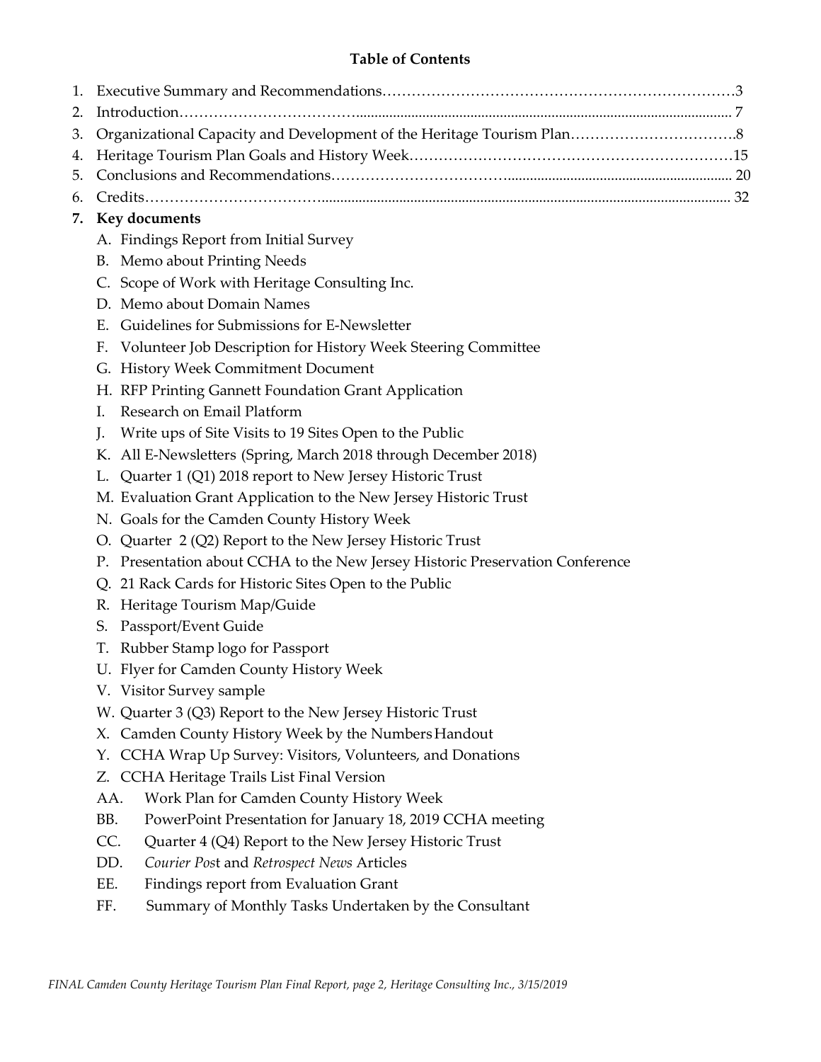## Table of Contents

1. Executive Summary and Recommendations……………………………………………………………3
2. Introduction…………………………………………………………………………………………… 7
3. Organizational Capacity and Development of the Heritage Tourism Plan…………………………….8
4. Heritage Tourism Plan Goals and History Week…………………………………………………………15
5. Conclusions and Recommendations………………………………………………………………… 20
6. Credits………………………………………………………………………………………………… 32
7. **Key documents**
   - A. Findings Report from Initial Survey
   - B. Memo about Printing Needs
   - C. Scope of Work with Heritage Consulting Inc.
   - D. Memo about Domain Names
   - E. Guidelines for Submissions for E-Newsletter
   - F. Volunteer Job Description for History Week Steering Committee
   - G. History Week Commitment Document
   - H. RFP Printing Gannett Foundation Grant Application
   - I. Research on Email Platform
   - J. Write ups of Site Visits to 19 Sites Open to the Public
   - K. All E-Newsletters (Spring, March 2018 through December 2018)
   - L. Quarter 1 (Q1) 2018 report to New Jersey Historic Trust
   - M. Evaluation Grant Application to the New Jersey Historic Trust
   - N. Goals for the Camden County History Week
   - O. Quarter 2 (Q2) Report to the New Jersey Historic Trust
   - P. Presentation about CCHA to the New Jersey Historic Preservation Conference
   - Q. 21 Rack Cards for Historic Sites Open to the Public
   - R. Heritage Tourism Map/Guide
   - S. Passport/Event Guide
   - T. Rubber Stamp logo for Passport
   - U. Flyer for Camden County History Week
   - V. Visitor Survey sample
   - W. Quarter 3 (Q3) Report to the New Jersey Historic Trust
   - X. Camden County History Week by the Numbers Handout
   - Y. CCHA Wrap Up Survey: Visitors, Volunteers, and Donations
   - Z. CCHA Heritage Trails List Final Version
   - AA. Work Plan for Camden County History Week
   - BB. PowerPoint Presentation for January 18, 2019 CCHA meeting
   - CC. Quarter 4 (Q4) Report to the New Jersey Historic Trust
   - DD. *Courier Post* and *Retrospect News* Articles
   - EE. Findings report from Evaluation Grant
   - FF. Summary of Monthly Tasks Undertaken by the Consultant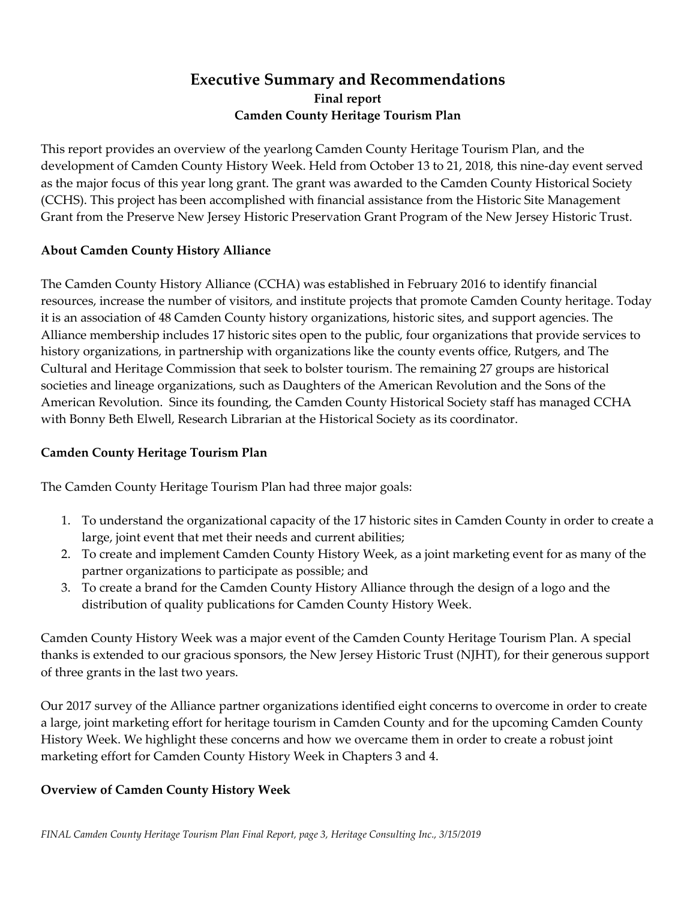# Executive Summary and Recommendations

### Final report

### Camden County Heritage Tourism Plan

This report provides an overview of the yearlong Camden County Heritage Tourism Plan, and the development of Camden County History Week. Held from October 13 to 21, 2018, this nine-day event served as the major focus of this year long grant. The grant was awarded to the Camden County Historical Society (CCHS). This project has been accomplished with financial assistance from the Historic Site Management Grant from the Preserve New Jersey Historic Preservation Grant Program of the New Jersey Historic Trust.

## About Camden County History Alliance

The Camden County History Alliance (CCHA) was established in February 2016 to identify financial resources, increase the number of visitors, and institute projects that promote Camden County heritage. Today it is an association of 48 Camden County history organizations, historic sites, and support agencies. The Alliance membership includes 17 historic sites open to the public, four organizations that provide services to history organizations, in partnership with organizations like the county events office, Rutgers, and The Cultural and Heritage Commission that seek to bolster tourism. The remaining 27 groups are historical societies and lineage organizations, such as Daughters of the American Revolution and the Sons of the American Revolution. Since its founding, the Camden County Historical Society staff has managed CCHA with Bonny Beth Elwell, Research Librarian at the Historical Society as its coordinator.

## Camden County Heritage Tourism Plan

The Camden County Heritage Tourism Plan had three major goals:

1. To understand the organizational capacity of the 17 historic sites in Camden County in order to create a large, joint event that met their needs and current abilities;
2. To create and implement Camden County History Week, as a joint marketing event for as many of the partner organizations to participate as possible; and
3. To create a brand for the Camden County History Alliance through the design of a logo and the distribution of quality publications for Camden County History Week.

Camden County History Week was a major event of the Camden County Heritage Tourism Plan. A special thanks is extended to our gracious sponsors, the New Jersey Historic Trust (NJHT), for their generous support of three grants in the last two years.

Our 2017 survey of the Alliance partner organizations identified eight concerns to overcome in order to create a large, joint marketing effort for heritage tourism in Camden County and for the upcoming Camden County History Week. We highlight these concerns and how we overcame them in order to create a robust joint marketing effort for Camden County History Week in Chapters 3 and 4.

## Overview of Camden County History Week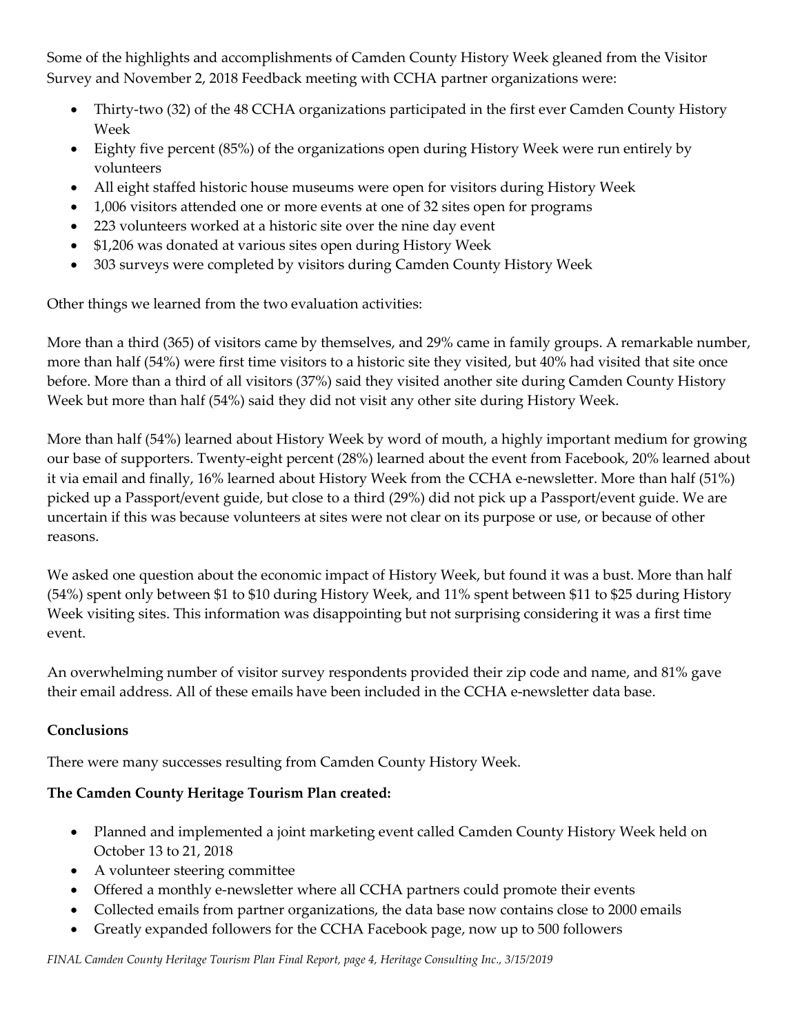Some of the highlights and accomplishments of Camden County History Week gleaned from the Visitor Survey and November 2, 2018 Feedback meeting with CCHA partner organizations were:

- Thirty-two (32) of the 48 CCHA organizations participated in the first ever Camden County History Week
- Eighty five percent (85%) of the organizations open during History Week were run entirely by volunteers
- All eight staffed historic house museums were open for visitors during History Week
- 1,006 visitors attended one or more events at one of 32 sites open for programs
- 223 volunteers worked at a historic site over the nine day event
- $1,206 was donated at various sites open during History Week
- 303 surveys were completed by visitors during Camden County History Week

Other things we learned from the two evaluation activities:

More than a third (365) of visitors came by themselves, and 29% came in family groups. A remarkable number, more than half (54%) were first time visitors to a historic site they visited, but 40% had visited that site once before. More than a third of all visitors (37%) said they visited another site during Camden County History Week but more than half (54%) said they did not visit any other site during History Week.

More than half (54%) learned about History Week by word of mouth, a highly important medium for growing our base of supporters. Twenty-eight percent (28%) learned about the event from Facebook, 20% learned about it via email and finally, 16% learned about History Week from the CCHA e-newsletter. More than half (51%) picked up a Passport/event guide, but close to a third (29%) did not pick up a Passport/event guide. We are uncertain if this was because volunteers at sites were not clear on its purpose or use, or because of other reasons.

We asked one question about the economic impact of History Week, but found it was a bust. More than half (54%) spent only between $1 to $10 during History Week, and 11% spent between $11 to $25 during History Week visiting sites. This information was disappointing but not surprising considering it was a first time event.

An overwhelming number of visitor survey respondents provided their zip code and name, and 81% gave their email address. All of these emails have been included in the CCHA e-newsletter data base.

**Conclusions**

There were many successes resulting from Camden County History Week.

**The Camden County Heritage Tourism Plan created:**

- Planned and implemented a joint marketing event called Camden County History Week held on October 13 to 21, 2018
- A volunteer steering committee
- Offered a monthly e-newsletter where all CCHA partners could promote their events
- Collected emails from partner organizations, the data base now contains close to 2000 emails
- Greatly expanded followers for the CCHA Facebook page, now up to 500 followers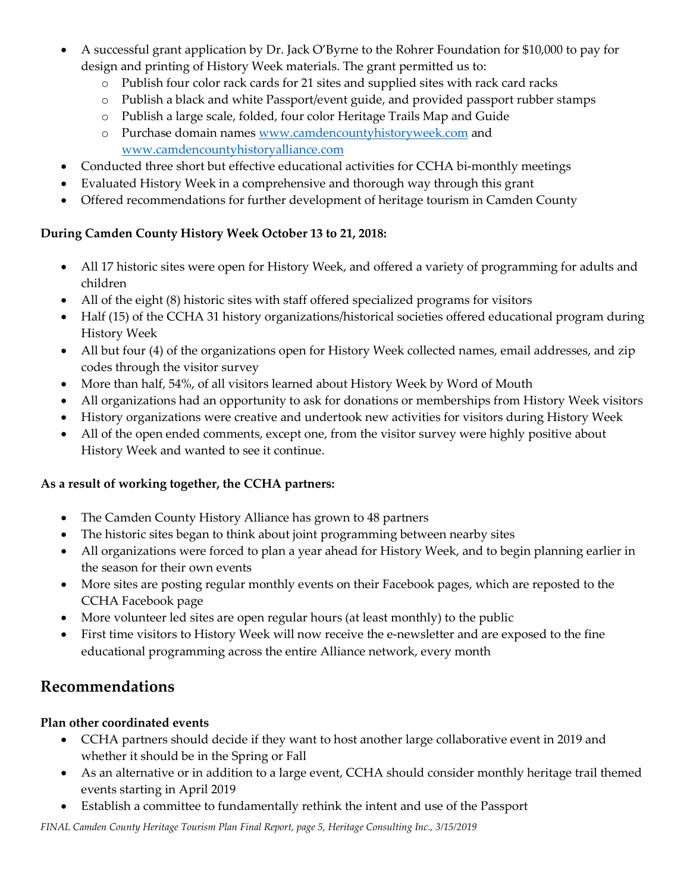- A successful grant application by Dr. Jack O'Byrne to the Rohrer Foundation for $10,000 to pay for design and printing of History Week materials. The grant permitted us to:
  - Publish four color rack cards for 21 sites and supplied sites with rack card racks
  - Publish a black and white Passport/event guide, and provided passport rubber stamps
  - Publish a large scale, folded, four color Heritage Trails Map and Guide
  - Purchase domain names www.camdencountyhistoryweek.com and www.camdencountyhistoryalliance.com
- Conducted three short but effective educational activities for CCHA bi-monthly meetings
- Evaluated History Week in a comprehensive and thorough way through this grant
- Offered recommendations for further development of heritage tourism in Camden County

**During Camden County History Week October 13 to 21, 2018:**

- All 17 historic sites were open for History Week, and offered a variety of programming for adults and children
- All of the eight (8) historic sites with staff offered specialized programs for visitors
- Half (15) of the CCHA 31 history organizations/historical societies offered educational program during History Week
- All but four (4) of the organizations open for History Week collected names, email addresses, and zip codes through the visitor survey
- More than half, 54%, of all visitors learned about History Week by Word of Mouth
- All organizations had an opportunity to ask for donations or memberships from History Week visitors
- History organizations were creative and undertook new activities for visitors during History Week
- All of the open ended comments, except one, from the visitor survey were highly positive about History Week and wanted to see it continue.

**As a result of working together, the CCHA partners:**

- The Camden County History Alliance has grown to 48 partners
- The historic sites began to think about joint programming between nearby sites
- All organizations were forced to plan a year ahead for History Week, and to begin planning earlier in the season for their own events
- More sites are posting regular monthly events on their Facebook pages, which are reposted to the CCHA Facebook page
- More volunteer led sites are open regular hours (at least monthly) to the public
- First time visitors to History Week will now receive the e-newsletter and are exposed to the fine educational programming across the entire Alliance network, every month

## Recommendations

**Plan other coordinated events**

- CCHA partners should decide if they want to host another large collaborative event in 2019 and whether it should be in the Spring or Fall
- As an alternative or in addition to a large event, CCHA should consider monthly heritage trail themed events starting in April 2019
- Establish a committee to fundamentally rethink the intent and use of the Passport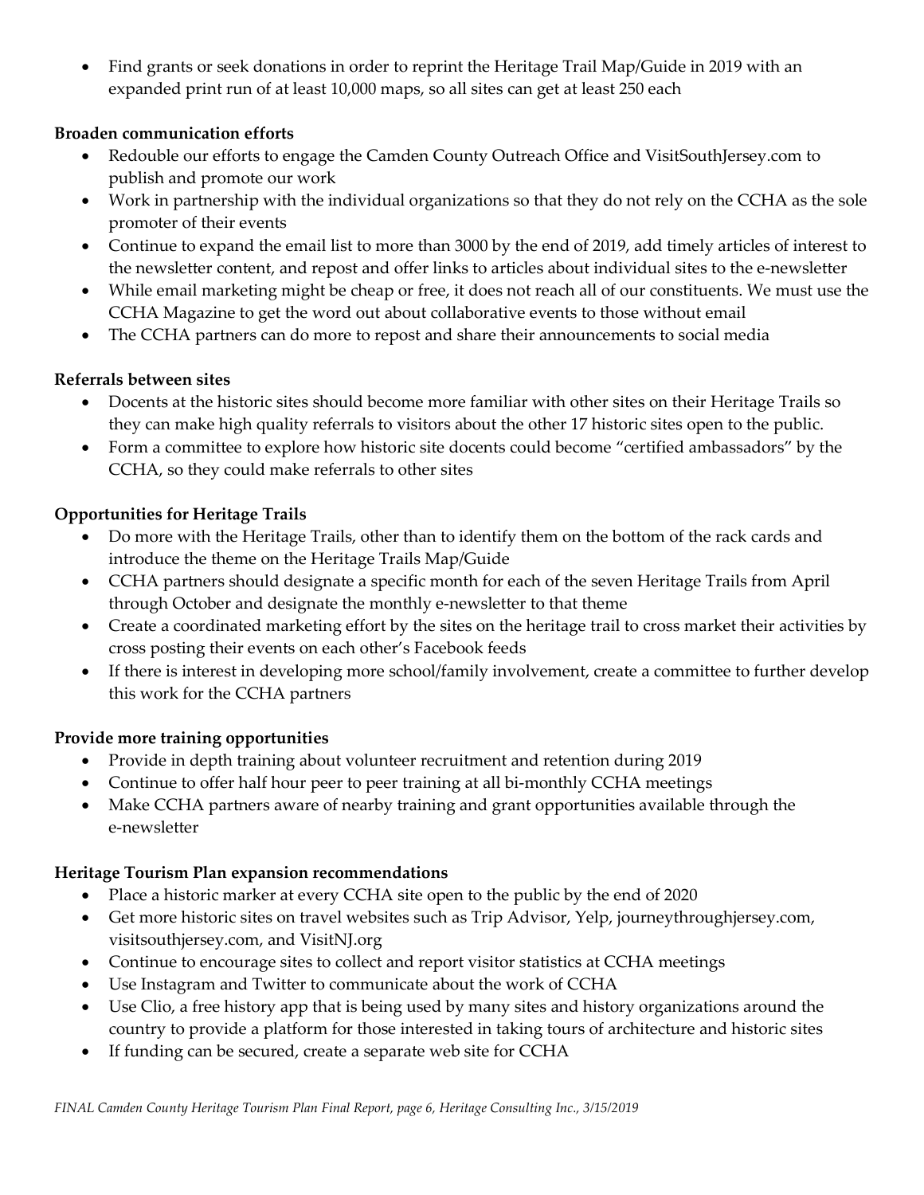- Find grants or seek donations in order to reprint the Heritage Trail Map/Guide in 2019 with an expanded print run of at least 10,000 maps, so all sites can get at least 250 each

**Broaden communication efforts**

- Redouble our efforts to engage the Camden County Outreach Office and VisitSouthJersey.com to publish and promote our work
- Work in partnership with the individual organizations so that they do not rely on the CCHA as the sole promoter of their events
- Continue to expand the email list to more than 3000 by the end of 2019, add timely articles of interest to the newsletter content, and repost and offer links to articles about individual sites to the e-newsletter
- While email marketing might be cheap or free, it does not reach all of our constituents. We must use the CCHA Magazine to get the word out about collaborative events to those without email
- The CCHA partners can do more to repost and share their announcements to social media

**Referrals between sites**

- Docents at the historic sites should become more familiar with other sites on their Heritage Trails so they can make high quality referrals to visitors about the other 17 historic sites open to the public.
- Form a committee to explore how historic site docents could become "certified ambassadors" by the CCHA, so they could make referrals to other sites

**Opportunities for Heritage Trails**

- Do more with the Heritage Trails, other than to identify them on the bottom of the rack cards and introduce the theme on the Heritage Trails Map/Guide
- CCHA partners should designate a specific month for each of the seven Heritage Trails from April through October and designate the monthly e-newsletter to that theme
- Create a coordinated marketing effort by the sites on the heritage trail to cross market their activities by cross posting their events on each other's Facebook feeds
- If there is interest in developing more school/family involvement, create a committee to further develop this work for the CCHA partners

**Provide more training opportunities**

- Provide in depth training about volunteer recruitment and retention during 2019
- Continue to offer half hour peer to peer training at all bi-monthly CCHA meetings
- Make CCHA partners aware of nearby training and grant opportunities available through the e-newsletter

**Heritage Tourism Plan expansion recommendations**

- Place a historic marker at every CCHA site open to the public by the end of 2020
- Get more historic sites on travel websites such as Trip Advisor, Yelp, journeythroughjersey.com, visitsouthjersey.com, and VisitNJ.org
- Continue to encourage sites to collect and report visitor statistics at CCHA meetings
- Use Instagram and Twitter to communicate about the work of CCHA
- Use Clio, a free history app that is being used by many sites and history organizations around the country to provide a platform for those interested in taking tours of architecture and historic sites
- If funding can be secured, create a separate web site for CCHA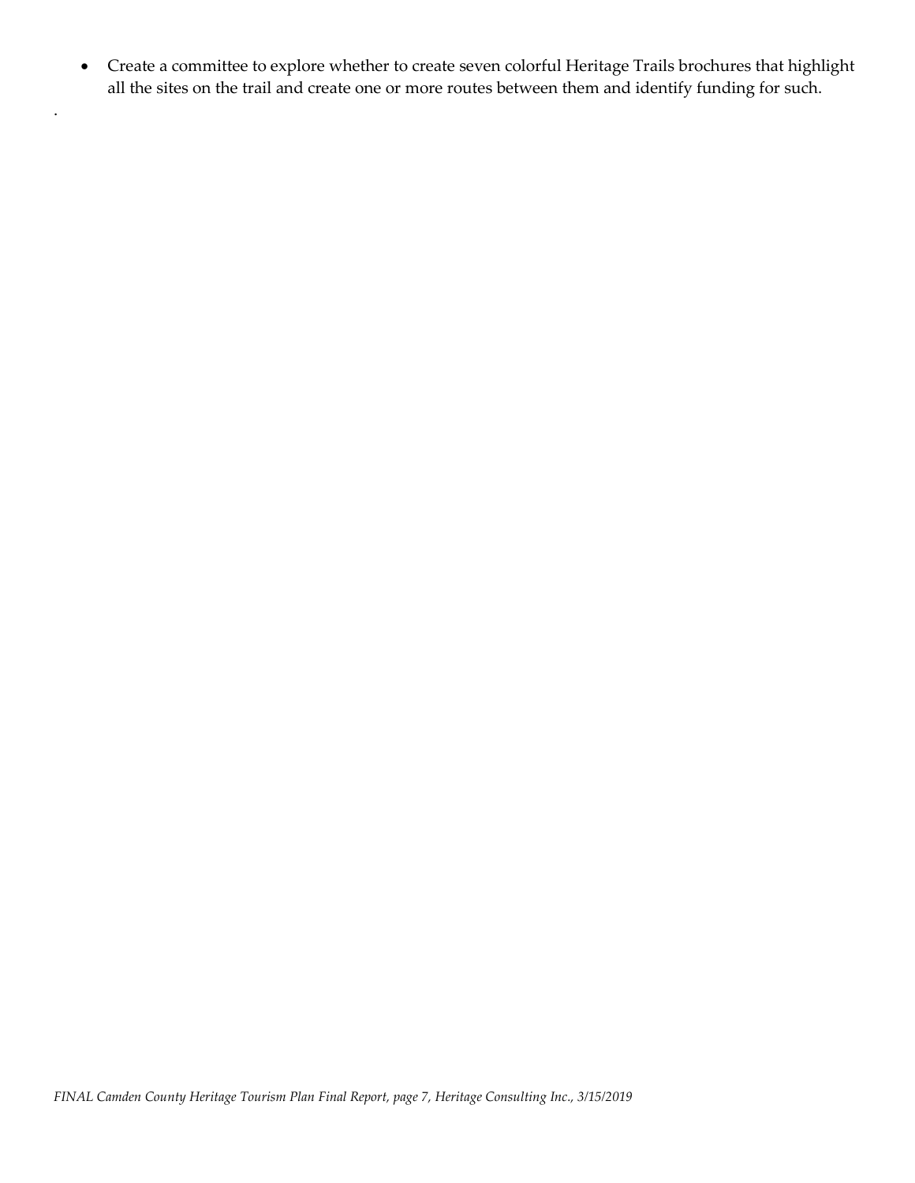- Create a committee to explore whether to create seven colorful Heritage Trails brochures that highlight all the sites on the trail and create one or more routes between them and identify funding for such.

.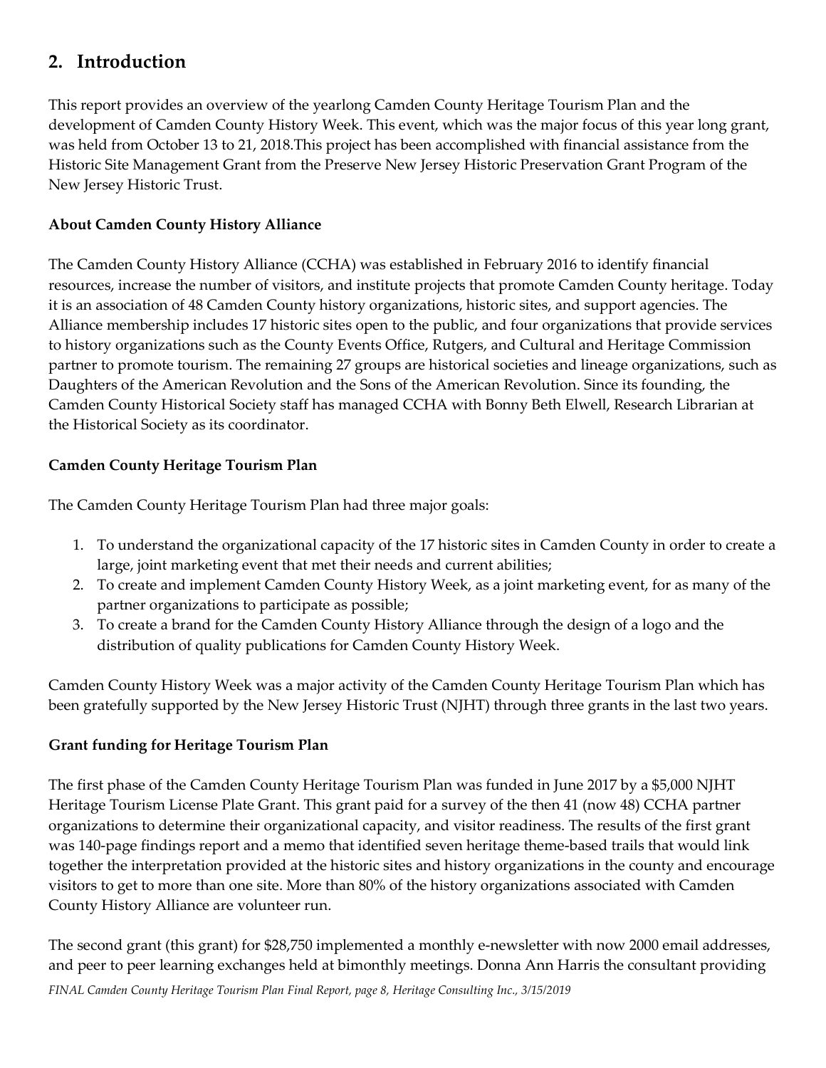## 2. Introduction

This report provides an overview of the yearlong Camden County Heritage Tourism Plan and the development of Camden County History Week. This event, which was the major focus of this year long grant, was held from October 13 to 21, 2018.This project has been accomplished with financial assistance from the Historic Site Management Grant from the Preserve New Jersey Historic Preservation Grant Program of the New Jersey Historic Trust.

**About Camden County History Alliance**

The Camden County History Alliance (CCHA) was established in February 2016 to identify financial resources, increase the number of visitors, and institute projects that promote Camden County heritage. Today it is an association of 48 Camden County history organizations, historic sites, and support agencies. The Alliance membership includes 17 historic sites open to the public, and four organizations that provide services to history organizations such as the County Events Office, Rutgers, and Cultural and Heritage Commission partner to promote tourism. The remaining 27 groups are historical societies and lineage organizations, such as Daughters of the American Revolution and the Sons of the American Revolution. Since its founding, the Camden County Historical Society staff has managed CCHA with Bonny Beth Elwell, Research Librarian at the Historical Society as its coordinator.

**Camden County Heritage Tourism Plan**

The Camden County Heritage Tourism Plan had three major goals:

1. To understand the organizational capacity of the 17 historic sites in Camden County in order to create a large, joint marketing event that met their needs and current abilities;
2. To create and implement Camden County History Week, as a joint marketing event, for as many of the partner organizations to participate as possible;
3. To create a brand for the Camden County History Alliance through the design of a logo and the distribution of quality publications for Camden County History Week.

Camden County History Week was a major activity of the Camden County Heritage Tourism Plan which has been gratefully supported by the New Jersey Historic Trust (NJHT) through three grants in the last two years.

**Grant funding for Heritage Tourism Plan**

The first phase of the Camden County Heritage Tourism Plan was funded in June 2017 by a $5,000 NJHT Heritage Tourism License Plate Grant. This grant paid for a survey of the then 41 (now 48) CCHA partner organizations to determine their organizational capacity, and visitor readiness. The results of the first grant was 140-page findings report and a memo that identified seven heritage theme-based trails that would link together the interpretation provided at the historic sites and history organizations in the county and encourage visitors to get to more than one site. More than 80% of the history organizations associated with Camden County History Alliance are volunteer run.

The second grant (this grant) for $28,750 implemented a monthly e-newsletter with now 2000 email addresses, and peer to peer learning exchanges held at bimonthly meetings. Donna Ann Harris the consultant providing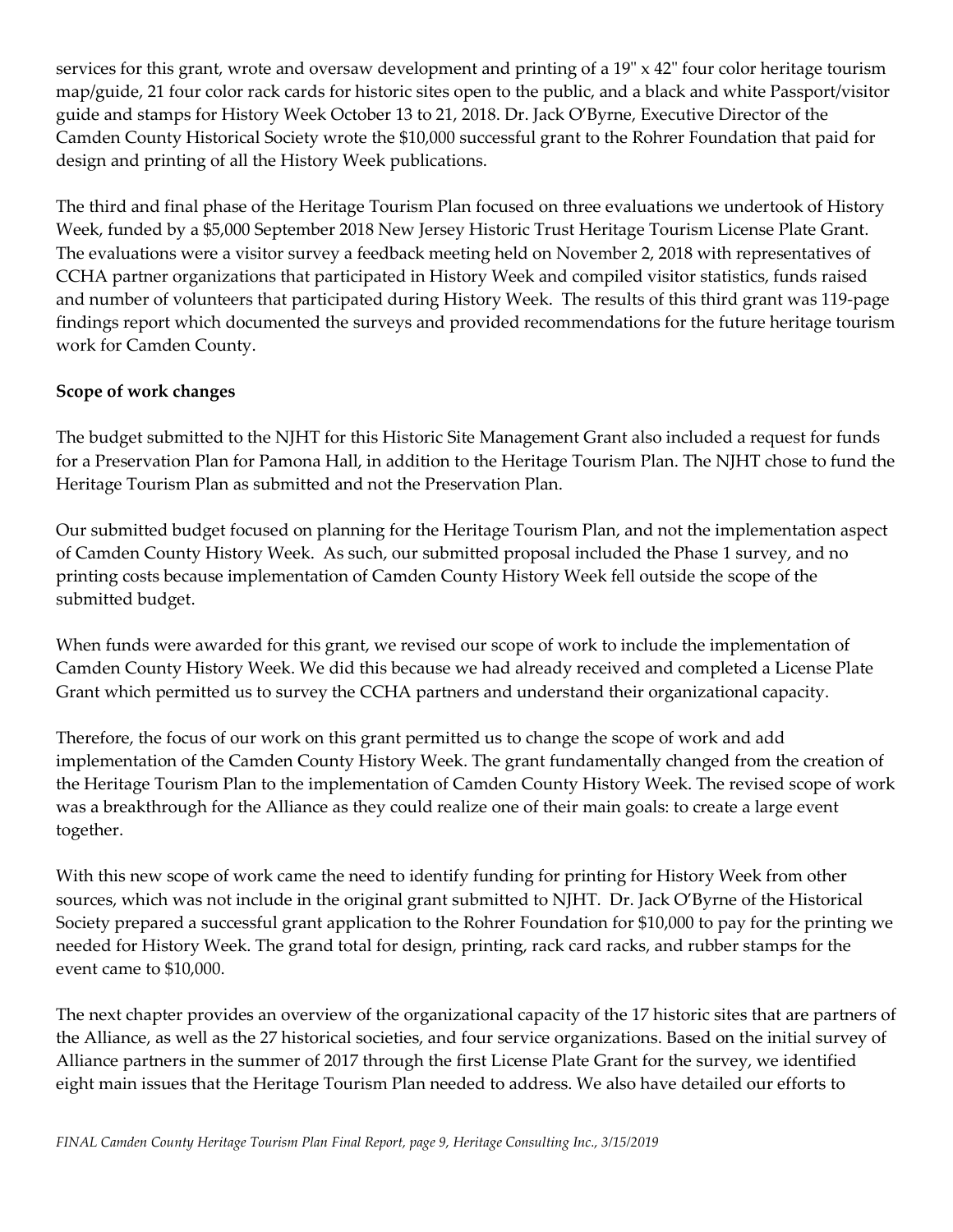services for this grant, wrote and oversaw development and printing of a 19" x 42" four color heritage tourism map/guide, 21 four color rack cards for historic sites open to the public, and a black and white Passport/visitor guide and stamps for History Week October 13 to 21, 2018. Dr. Jack O'Byrne, Executive Director of the Camden County Historical Society wrote the $10,000 successful grant to the Rohrer Foundation that paid for design and printing of all the History Week publications.

The third and final phase of the Heritage Tourism Plan focused on three evaluations we undertook of History Week, funded by a $5,000 September 2018 New Jersey Historic Trust Heritage Tourism License Plate Grant. The evaluations were a visitor survey a feedback meeting held on November 2, 2018 with representatives of CCHA partner organizations that participated in History Week and compiled visitor statistics, funds raised and number of volunteers that participated during History Week. The results of this third grant was 119-page findings report which documented the surveys and provided recommendations for the future heritage tourism work for Camden County.

**Scope of work changes**

The budget submitted to the NJHT for this Historic Site Management Grant also included a request for funds for a Preservation Plan for Pamona Hall, in addition to the Heritage Tourism Plan. The NJHT chose to fund the Heritage Tourism Plan as submitted and not the Preservation Plan.

Our submitted budget focused on planning for the Heritage Tourism Plan, and not the implementation aspect of Camden County History Week. As such, our submitted proposal included the Phase 1 survey, and no printing costs because implementation of Camden County History Week fell outside the scope of the submitted budget.

When funds were awarded for this grant, we revised our scope of work to include the implementation of Camden County History Week. We did this because we had already received and completed a License Plate Grant which permitted us to survey the CCHA partners and understand their organizational capacity.

Therefore, the focus of our work on this grant permitted us to change the scope of work and add implementation of the Camden County History Week. The grant fundamentally changed from the creation of the Heritage Tourism Plan to the implementation of Camden County History Week. The revised scope of work was a breakthrough for the Alliance as they could realize one of their main goals: to create a large event together.

With this new scope of work came the need to identify funding for printing for History Week from other sources, which was not include in the original grant submitted to NJHT. Dr. Jack O'Byrne of the Historical Society prepared a successful grant application to the Rohrer Foundation for $10,000 to pay for the printing we needed for History Week. The grand total for design, printing, rack card racks, and rubber stamps for the event came to $10,000.

The next chapter provides an overview of the organizational capacity of the 17 historic sites that are partners of the Alliance, as well as the 27 historical societies, and four service organizations. Based on the initial survey of Alliance partners in the summer of 2017 through the first License Plate Grant for the survey, we identified eight main issues that the Heritage Tourism Plan needed to address. We also have detailed our efforts to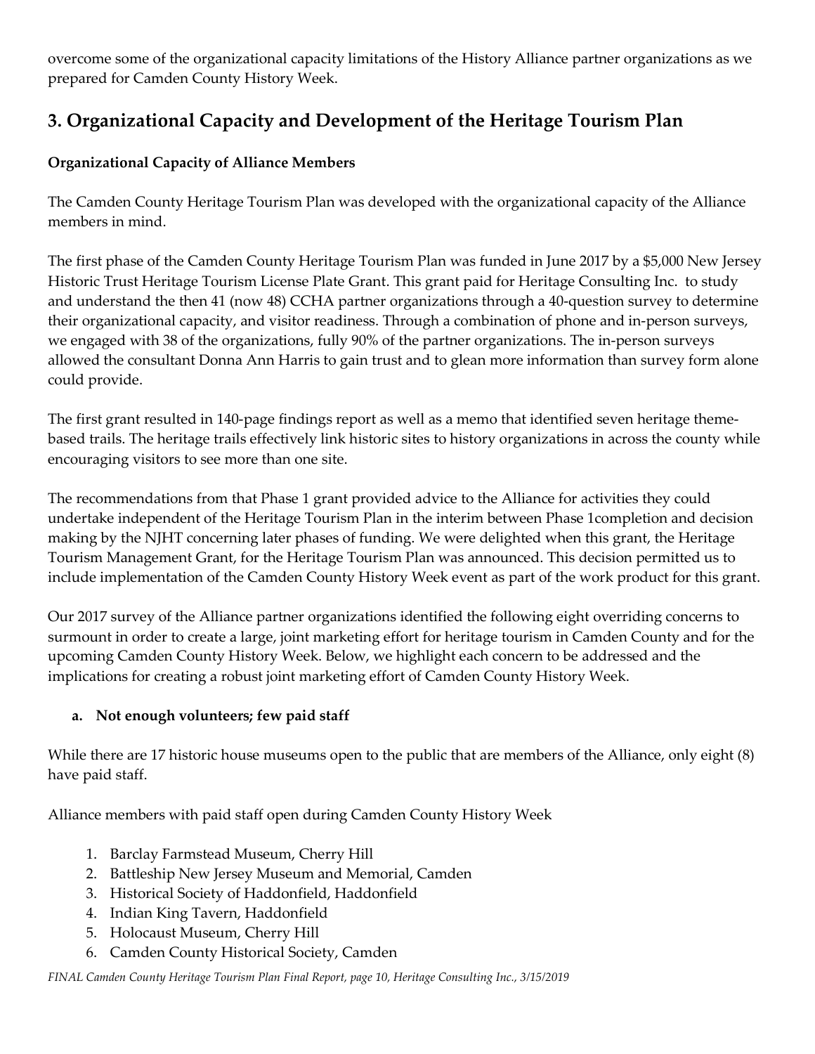overcome some of the organizational capacity limitations of the History Alliance partner organizations as we prepared for Camden County History Week.

## 3. Organizational Capacity and Development of the Heritage Tourism Plan

**Organizational Capacity of Alliance Members**

The Camden County Heritage Tourism Plan was developed with the organizational capacity of the Alliance members in mind.

The first phase of the Camden County Heritage Tourism Plan was funded in June 2017 by a $5,000 New Jersey Historic Trust Heritage Tourism License Plate Grant. This grant paid for Heritage Consulting Inc. to study and understand the then 41 (now 48) CCHA partner organizations through a 40-question survey to determine their organizational capacity, and visitor readiness. Through a combination of phone and in-person surveys, we engaged with 38 of the organizations, fully 90% of the partner organizations. The in-person surveys allowed the consultant Donna Ann Harris to gain trust and to glean more information than survey form alone could provide.

The first grant resulted in 140-page findings report as well as a memo that identified seven heritage theme-based trails. The heritage trails effectively link historic sites to history organizations in across the county while encouraging visitors to see more than one site.

The recommendations from that Phase 1 grant provided advice to the Alliance for activities they could undertake independent of the Heritage Tourism Plan in the interim between Phase 1completion and decision making by the NJHT concerning later phases of funding. We were delighted when this grant, the Heritage Tourism Management Grant, for the Heritage Tourism Plan was announced. This decision permitted us to include implementation of the Camden County History Week event as part of the work product for this grant.

Our 2017 survey of the Alliance partner organizations identified the following eight overriding concerns to surmount in order to create a large, joint marketing effort for heritage tourism in Camden County and for the upcoming Camden County History Week. Below, we highlight each concern to be addressed and the implications for creating a robust joint marketing effort of Camden County History Week.

**a. Not enough volunteers; few paid staff**

While there are 17 historic house museums open to the public that are members of the Alliance, only eight (8) have paid staff.

Alliance members with paid staff open during Camden County History Week

1. Barclay Farmstead Museum, Cherry Hill
2. Battleship New Jersey Museum and Memorial, Camden
3. Historical Society of Haddonfield, Haddonfield
4. Indian King Tavern, Haddonfield
5. Holocaust Museum, Cherry Hill
6. Camden County Historical Society, Camden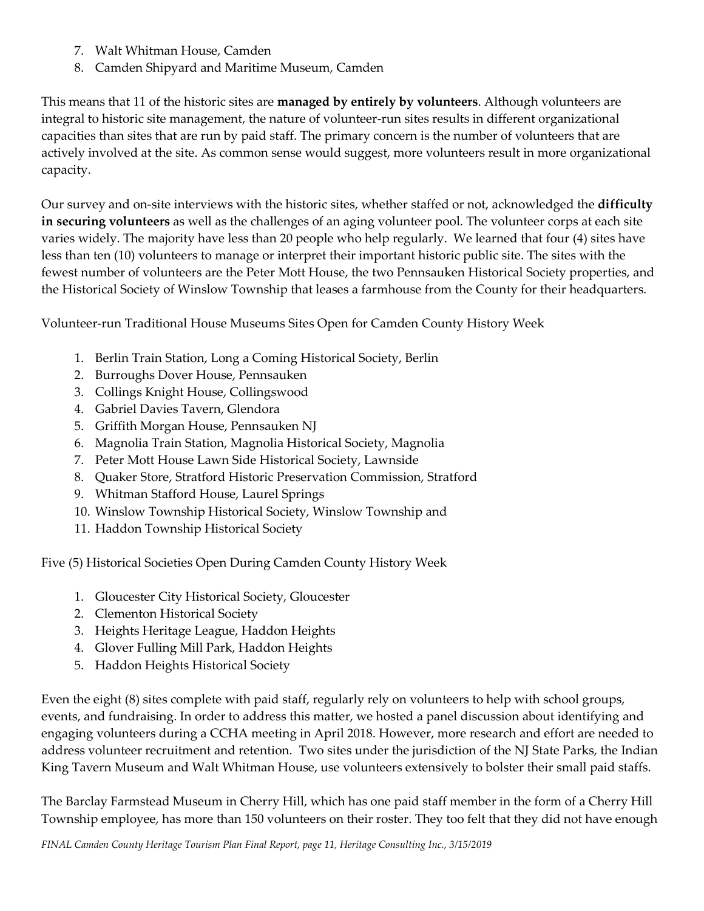7. Walt Whitman House, Camden
8. Camden Shipyard and Maritime Museum, Camden

This means that 11 of the historic sites are **managed by entirely by volunteers**. Although volunteers are integral to historic site management, the nature of volunteer-run sites results in different organizational capacities than sites that are run by paid staff. The primary concern is the number of volunteers that are actively involved at the site. As common sense would suggest, more volunteers result in more organizational capacity.

Our survey and on-site interviews with the historic sites, whether staffed or not, acknowledged the **difficulty in securing volunteers** as well as the challenges of an aging volunteer pool. The volunteer corps at each site varies widely. The majority have less than 20 people who help regularly. We learned that four (4) sites have less than ten (10) volunteers to manage or interpret their important historic public site. The sites with the fewest number of volunteers are the Peter Mott House, the two Pennsauken Historical Society properties, and the Historical Society of Winslow Township that leases a farmhouse from the County for their headquarters.

Volunteer-run Traditional House Museums Sites Open for Camden County History Week

1. Berlin Train Station, Long a Coming Historical Society, Berlin
2. Burroughs Dover House, Pennsauken
3. Collings Knight House, Collingswood
4. Gabriel Davies Tavern, Glendora
5. Griffith Morgan House, Pennsauken NJ
6. Magnolia Train Station, Magnolia Historical Society, Magnolia
7. Peter Mott House Lawn Side Historical Society, Lawnside
8. Quaker Store, Stratford Historic Preservation Commission, Stratford
9. Whitman Stafford House, Laurel Springs
10. Winslow Township Historical Society, Winslow Township and
11. Haddon Township Historical Society

Five (5) Historical Societies Open During Camden County History Week

1. Gloucester City Historical Society, Gloucester
2. Clementon Historical Society
3. Heights Heritage League, Haddon Heights
4. Glover Fulling Mill Park, Haddon Heights
5. Haddon Heights Historical Society

Even the eight (8) sites complete with paid staff, regularly rely on volunteers to help with school groups, events, and fundraising. In order to address this matter, we hosted a panel discussion about identifying and engaging volunteers during a CCHA meeting in April 2018. However, more research and effort are needed to address volunteer recruitment and retention. Two sites under the jurisdiction of the NJ State Parks, the Indian King Tavern Museum and Walt Whitman House, use volunteers extensively to bolster their small paid staffs.

The Barclay Farmstead Museum in Cherry Hill, which has one paid staff member in the form of a Cherry Hill Township employee, has more than 150 volunteers on their roster. They too felt that they did not have enough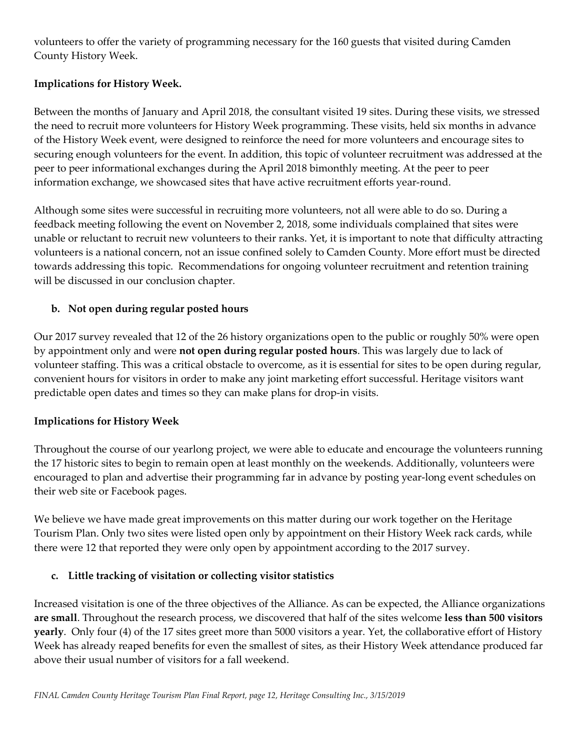volunteers to offer the variety of programming necessary for the 160 guests that visited during Camden County History Week.

**Implications for History Week.**

Between the months of January and April 2018, the consultant visited 19 sites. During these visits, we stressed the need to recruit more volunteers for History Week programming. These visits, held six months in advance of the History Week event, were designed to reinforce the need for more volunteers and encourage sites to securing enough volunteers for the event. In addition, this topic of volunteer recruitment was addressed at the peer to peer informational exchanges during the April 2018 bimonthly meeting. At the peer to peer information exchange, we showcased sites that have active recruitment efforts year-round.

Although some sites were successful in recruiting more volunteers, not all were able to do so. During a feedback meeting following the event on November 2, 2018, some individuals complained that sites were unable or reluctant to recruit new volunteers to their ranks. Yet, it is important to note that difficulty attracting volunteers is a national concern, not an issue confined solely to Camden County. More effort must be directed towards addressing this topic. Recommendations for ongoing volunteer recruitment and retention training will be discussed in our conclusion chapter.

**b. Not open during regular posted hours**

Our 2017 survey revealed that 12 of the 26 history organizations open to the public or roughly 50% were open by appointment only and were **not open during regular posted hours**. This was largely due to lack of volunteer staffing. This was a critical obstacle to overcome, as it is essential for sites to be open during regular, convenient hours for visitors in order to make any joint marketing effort successful. Heritage visitors want predictable open dates and times so they can make plans for drop-in visits.

**Implications for History Week**

Throughout the course of our yearlong project, we were able to educate and encourage the volunteers running the 17 historic sites to begin to remain open at least monthly on the weekends. Additionally, volunteers were encouraged to plan and advertise their programming far in advance by posting year-long event schedules on their web site or Facebook pages.

We believe we have made great improvements on this matter during our work together on the Heritage Tourism Plan. Only two sites were listed open only by appointment on their History Week rack cards, while there were 12 that reported they were only open by appointment according to the 2017 survey.

**c. Little tracking of visitation or collecting visitor statistics**

Increased visitation is one of the three objectives of the Alliance. As can be expected, the Alliance organizations **are small**. Throughout the research process, we discovered that half of the sites welcome **less than 500 visitors yearly**. Only four (4) of the 17 sites greet more than 5000 visitors a year. Yet, the collaborative effort of History Week has already reaped benefits for even the smallest of sites, as their History Week attendance produced far above their usual number of visitors for a fall weekend.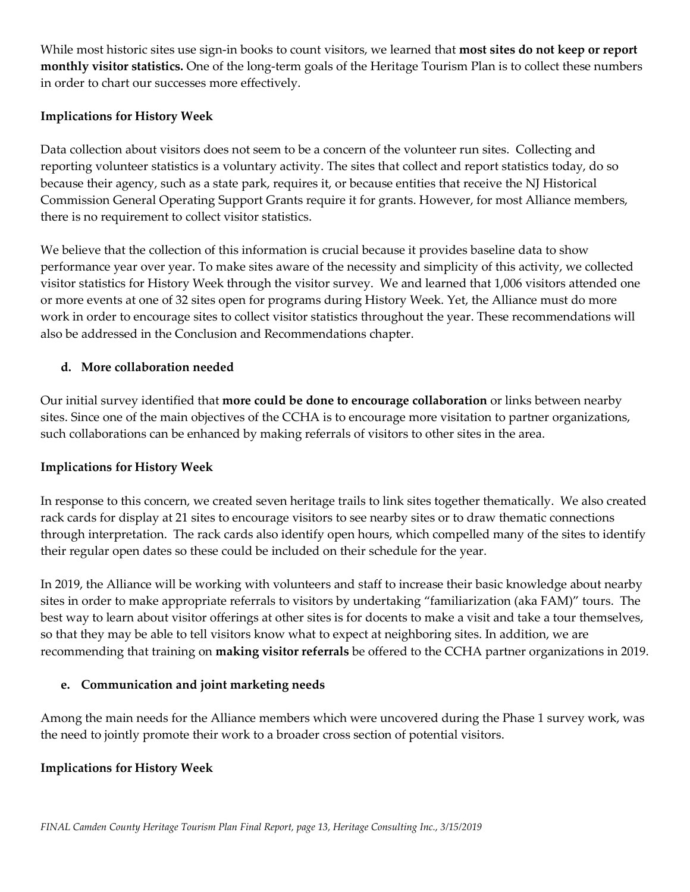While most historic sites use sign-in books to count visitors, we learned that **most sites do not keep or report monthly visitor statistics.** One of the long-term goals of the Heritage Tourism Plan is to collect these numbers in order to chart our successes more effectively.

**Implications for History Week**

Data collection about visitors does not seem to be a concern of the volunteer run sites. Collecting and reporting volunteer statistics is a voluntary activity. The sites that collect and report statistics today, do so because their agency, such as a state park, requires it, or because entities that receive the NJ Historical Commission General Operating Support Grants require it for grants. However, for most Alliance members, there is no requirement to collect visitor statistics.

We believe that the collection of this information is crucial because it provides baseline data to show performance year over year. To make sites aware of the necessity and simplicity of this activity, we collected visitor statistics for History Week through the visitor survey. We and learned that 1,006 visitors attended one or more events at one of 32 sites open for programs during History Week. Yet, the Alliance must do more work in order to encourage sites to collect visitor statistics throughout the year. These recommendations will also be addressed in the Conclusion and Recommendations chapter.

### d. More collaboration needed

Our initial survey identified that **more could be done to encourage collaboration** or links between nearby sites. Since one of the main objectives of the CCHA is to encourage more visitation to partner organizations, such collaborations can be enhanced by making referrals of visitors to other sites in the area.

**Implications for History Week**

In response to this concern, we created seven heritage trails to link sites together thematically. We also created rack cards for display at 21 sites to encourage visitors to see nearby sites or to draw thematic connections through interpretation. The rack cards also identify open hours, which compelled many of the sites to identify their regular open dates so these could be included on their schedule for the year.

In 2019, the Alliance will be working with volunteers and staff to increase their basic knowledge about nearby sites in order to make appropriate referrals to visitors by undertaking "familiarization (aka FAM)" tours. The best way to learn about visitor offerings at other sites is for docents to make a visit and take a tour themselves, so that they may be able to tell visitors know what to expect at neighboring sites. In addition, we are recommending that training on **making visitor referrals** be offered to the CCHA partner organizations in 2019.

### e. Communication and joint marketing needs

Among the main needs for the Alliance members which were uncovered during the Phase 1 survey work, was the need to jointly promote their work to a broader cross section of potential visitors.

**Implications for History Week**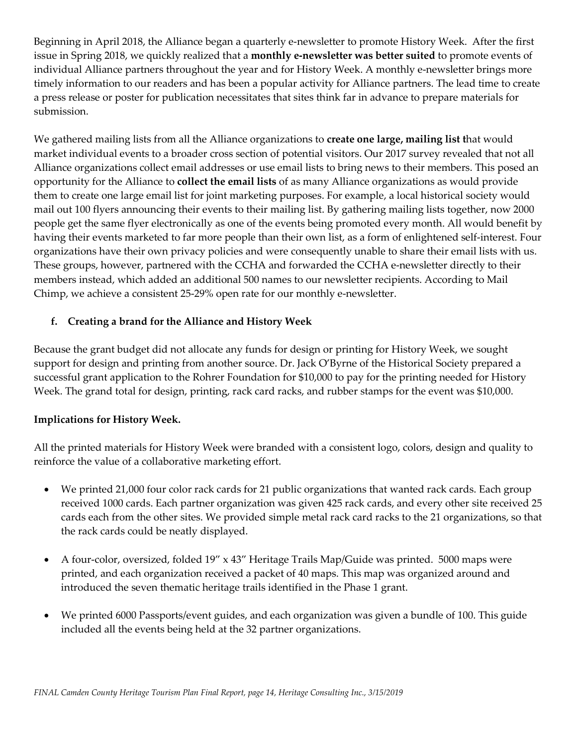Beginning in April 2018, the Alliance began a quarterly e-newsletter to promote History Week. After the first issue in Spring 2018, we quickly realized that a **monthly e-newsletter was better suited** to promote events of individual Alliance partners throughout the year and for History Week. A monthly e-newsletter brings more timely information to our readers and has been a popular activity for Alliance partners. The lead time to create a press release or poster for publication necessitates that sites think far in advance to prepare materials for submission.

We gathered mailing lists from all the Alliance organizations to **create one large, mailing list t**hat would market individual events to a broader cross section of potential visitors. Our 2017 survey revealed that not all Alliance organizations collect email addresses or use email lists to bring news to their members. This posed an opportunity for the Alliance to **collect the email lists** of as many Alliance organizations as would provide them to create one large email list for joint marketing purposes. For example, a local historical society would mail out 100 flyers announcing their events to their mailing list. By gathering mailing lists together, now 2000 people get the same flyer electronically as one of the events being promoted every month. All would benefit by having their events marketed to far more people than their own list, as a form of enlightened self-interest. Four organizations have their own privacy policies and were consequently unable to share their email lists with us. These groups, however, partnered with the CCHA and forwarded the CCHA e-newsletter directly to their members instead, which added an additional 500 names to our newsletter recipients. According to Mail Chimp, we achieve a consistent 25-29% open rate for our monthly e-newsletter.

**f. Creating a brand for the Alliance and History Week**

Because the grant budget did not allocate any funds for design or printing for History Week, we sought support for design and printing from another source. Dr. Jack O'Byrne of the Historical Society prepared a successful grant application to the Rohrer Foundation for $10,000 to pay for the printing needed for History Week. The grand total for design, printing, rack card racks, and rubber stamps for the event was $10,000.

**Implications for History Week.**

All the printed materials for History Week were branded with a consistent logo, colors, design and quality to reinforce the value of a collaborative marketing effort.

- We printed 21,000 four color rack cards for 21 public organizations that wanted rack cards. Each group received 1000 cards. Each partner organization was given 425 rack cards, and every other site received 25 cards each from the other sites. We provided simple metal rack card racks to the 21 organizations, so that the rack cards could be neatly displayed.

- A four-color, oversized, folded 19" x 43" Heritage Trails Map/Guide was printed. 5000 maps were printed, and each organization received a packet of 40 maps. This map was organized around and introduced the seven thematic heritage trails identified in the Phase 1 grant.

- We printed 6000 Passports/event guides, and each organization was given a bundle of 100. This guide included all the events being held at the 32 partner organizations.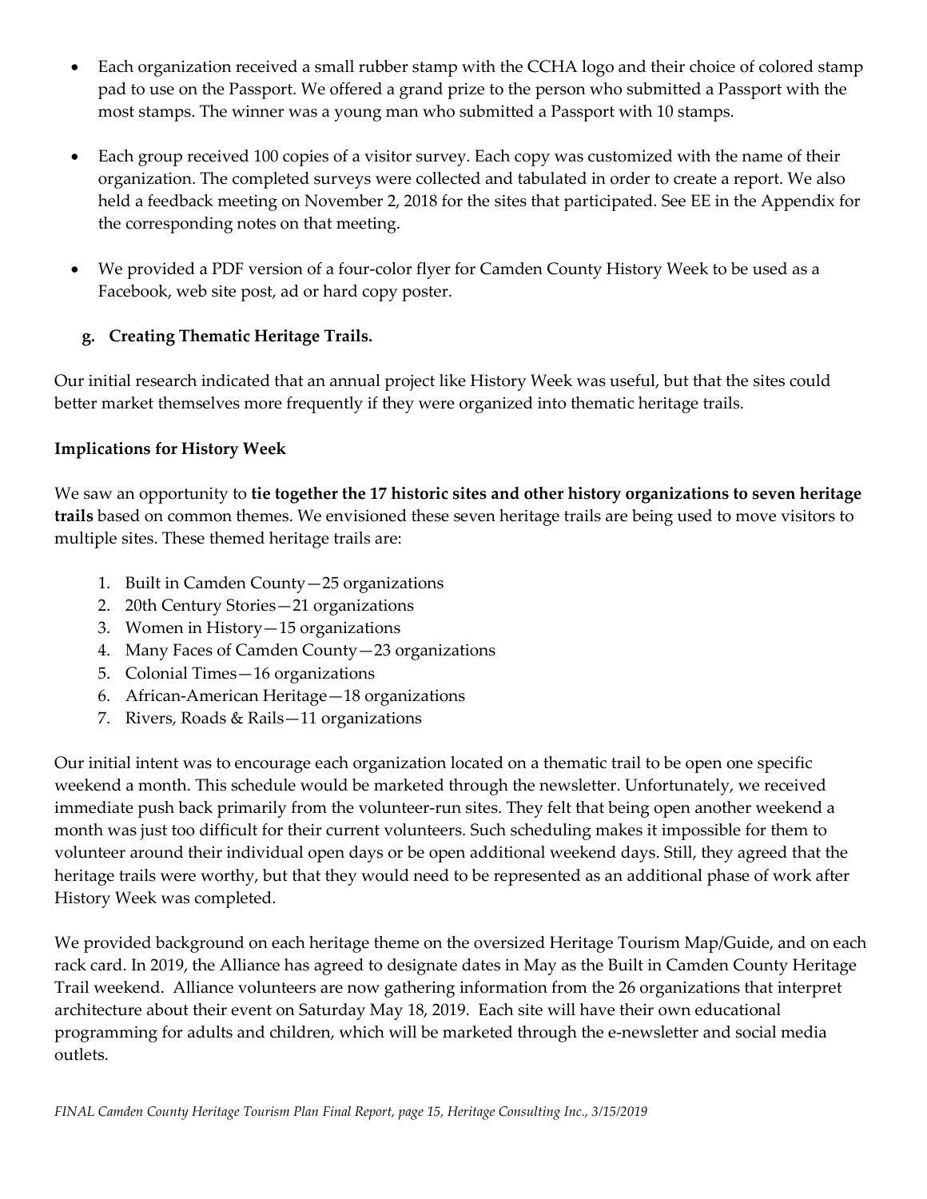- Each organization received a small rubber stamp with the CCHA logo and their choice of colored stamp pad to use on the Passport. We offered a grand prize to the person who submitted a Passport with the most stamps. The winner was a young man who submitted a Passport with 10 stamps.
- Each group received 100 copies of a visitor survey. Each copy was customized with the name of their organization. The completed surveys were collected and tabulated in order to create a report. We also held a feedback meeting on November 2, 2018 for the sites that participated. See EE in the Appendix for the corresponding notes on that meeting.
- We provided a PDF version of a four-color flyer for Camden County History Week to be used as a Facebook, web site post, ad or hard copy poster.

### g. Creating Thematic Heritage Trails.

Our initial research indicated that an annual project like History Week was useful, but that the sites could better market themselves more frequently if they were organized into thematic heritage trails.

**Implications for History Week**

We saw an opportunity to **tie together the 17 historic sites and other history organizations to seven heritage trails** based on common themes. We envisioned these seven heritage trails are being used to move visitors to multiple sites. These themed heritage trails are:

1. Built in Camden County—25 organizations
2. 20th Century Stories—21 organizations
3. Women in History—15 organizations
4. Many Faces of Camden County—23 organizations
5. Colonial Times—16 organizations
6. African-American Heritage—18 organizations
7. Rivers, Roads & Rails—11 organizations

Our initial intent was to encourage each organization located on a thematic trail to be open one specific weekend a month. This schedule would be marketed through the newsletter. Unfortunately, we received immediate push back primarily from the volunteer-run sites. They felt that being open another weekend a month was just too difficult for their current volunteers. Such scheduling makes it impossible for them to volunteer around their individual open days or be open additional weekend days. Still, they agreed that the heritage trails were worthy, but that they would need to be represented as an additional phase of work after History Week was completed.

We provided background on each heritage theme on the oversized Heritage Tourism Map/Guide, and on each rack card. In 2019, the Alliance has agreed to designate dates in May as the Built in Camden County Heritage Trail weekend. Alliance volunteers are now gathering information from the 26 organizations that interpret architecture about their event on Saturday May 18, 2019. Each site will have their own educational programming for adults and children, which will be marketed through the e-newsletter and social media outlets.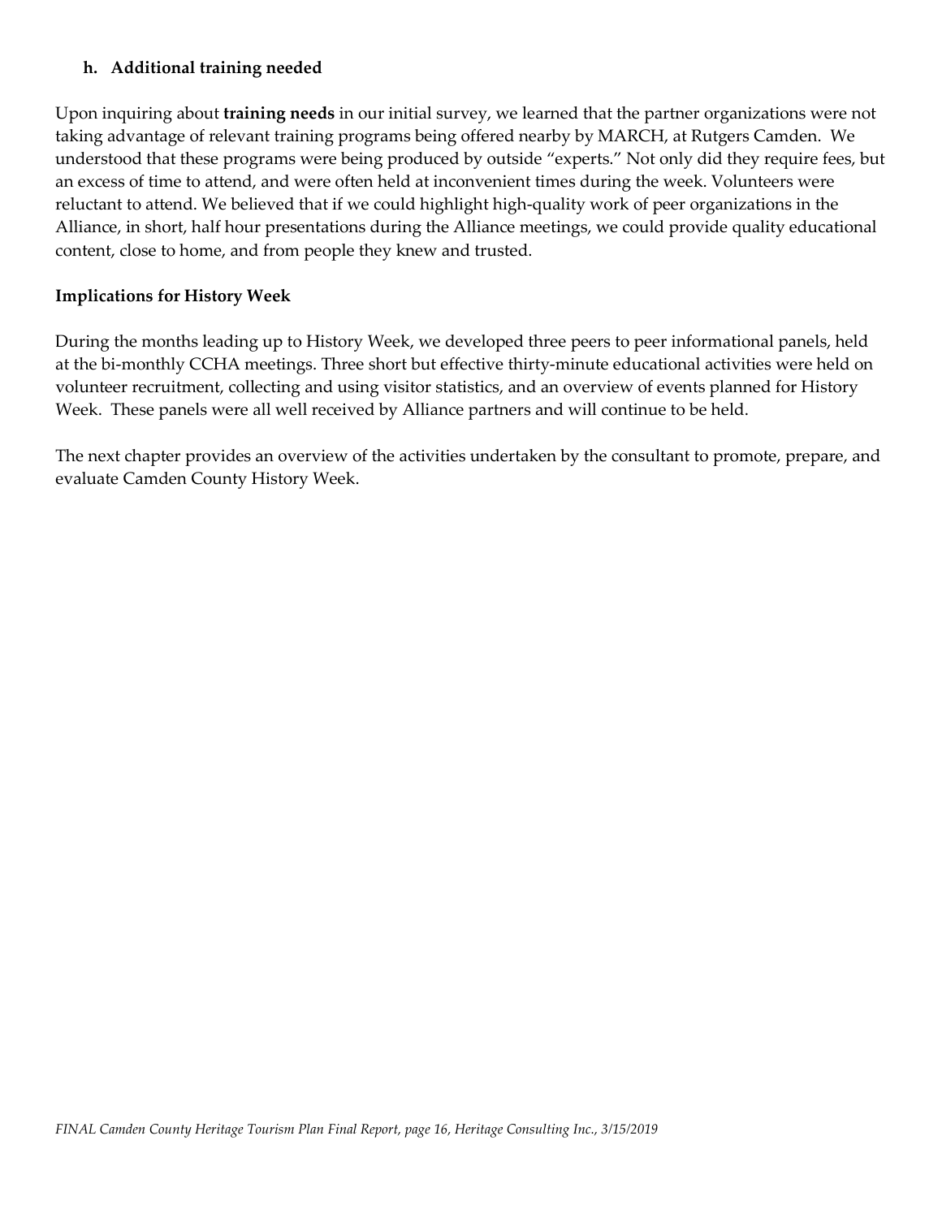### h. Additional training needed

Upon inquiring about **training needs** in our initial survey, we learned that the partner organizations were not taking advantage of relevant training programs being offered nearby by MARCH, at Rutgers Camden. We understood that these programs were being produced by outside "experts." Not only did they require fees, but an excess of time to attend, and were often held at inconvenient times during the week. Volunteers were reluctant to attend. We believed that if we could highlight high-quality work of peer organizations in the Alliance, in short, half hour presentations during the Alliance meetings, we could provide quality educational content, close to home, and from people they knew and trusted.

**Implications for History Week**

During the months leading up to History Week, we developed three peers to peer informational panels, held at the bi-monthly CCHA meetings. Three short but effective thirty-minute educational activities were held on volunteer recruitment, collecting and using visitor statistics, and an overview of events planned for History Week. These panels were all well received by Alliance partners and will continue to be held.

The next chapter provides an overview of the activities undertaken by the consultant to promote, prepare, and evaluate Camden County History Week.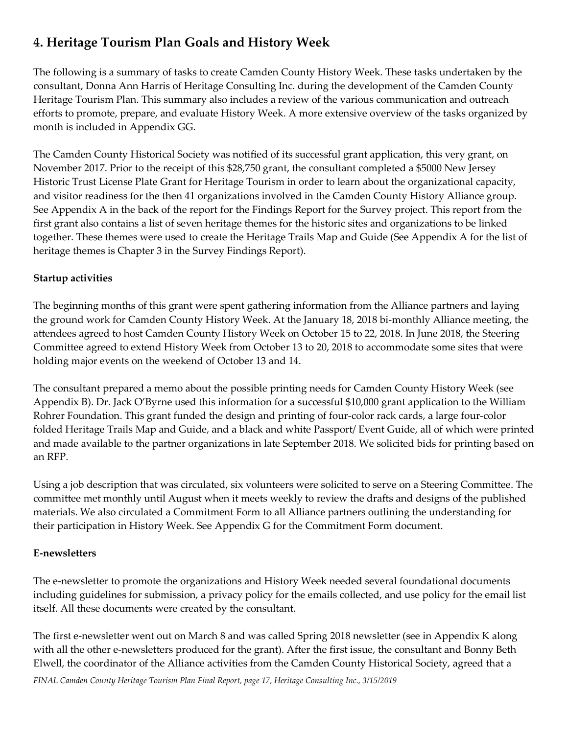## 4. Heritage Tourism Plan Goals and History Week

The following is a summary of tasks to create Camden County History Week. These tasks undertaken by the consultant, Donna Ann Harris of Heritage Consulting Inc. during the development of the Camden County Heritage Tourism Plan. This summary also includes a review of the various communication and outreach efforts to promote, prepare, and evaluate History Week. A more extensive overview of the tasks organized by month is included in Appendix GG.

The Camden County Historical Society was notified of its successful grant application, this very grant, on November 2017. Prior to the receipt of this $28,750 grant, the consultant completed a $5000 New Jersey Historic Trust License Plate Grant for Heritage Tourism in order to learn about the organizational capacity, and visitor readiness for the then 41 organizations involved in the Camden County History Alliance group. See Appendix A in the back of the report for the Findings Report for the Survey project. This report from the first grant also contains a list of seven heritage themes for the historic sites and organizations to be linked together. These themes were used to create the Heritage Trails Map and Guide (See Appendix A for the list of heritage themes is Chapter 3 in the Survey Findings Report).

**Startup activities**

The beginning months of this grant were spent gathering information from the Alliance partners and laying the ground work for Camden County History Week. At the January 18, 2018 bi-monthly Alliance meeting, the attendees agreed to host Camden County History Week on October 15 to 22, 2018. In June 2018, the Steering Committee agreed to extend History Week from October 13 to 20, 2018 to accommodate some sites that were holding major events on the weekend of October 13 and 14.

The consultant prepared a memo about the possible printing needs for Camden County History Week (see Appendix B). Dr. Jack O'Byrne used this information for a successful $10,000 grant application to the William Rohrer Foundation. This grant funded the design and printing of four-color rack cards, a large four-color folded Heritage Trails Map and Guide, and a black and white Passport/ Event Guide, all of which were printed and made available to the partner organizations in late September 2018. We solicited bids for printing based on an RFP.

Using a job description that was circulated, six volunteers were solicited to serve on a Steering Committee. The committee met monthly until August when it meets weekly to review the drafts and designs of the published materials. We also circulated a Commitment Form to all Alliance partners outlining the understanding for their participation in History Week. See Appendix G for the Commitment Form document.

**E-newsletters**

The e-newsletter to promote the organizations and History Week needed several foundational documents including guidelines for submission, a privacy policy for the emails collected, and use policy for the email list itself. All these documents were created by the consultant.

The first e-newsletter went out on March 8 and was called Spring 2018 newsletter (see in Appendix K along with all the other e-newsletters produced for the grant). After the first issue, the consultant and Bonny Beth Elwell, the coordinator of the Alliance activities from the Camden County Historical Society, agreed that a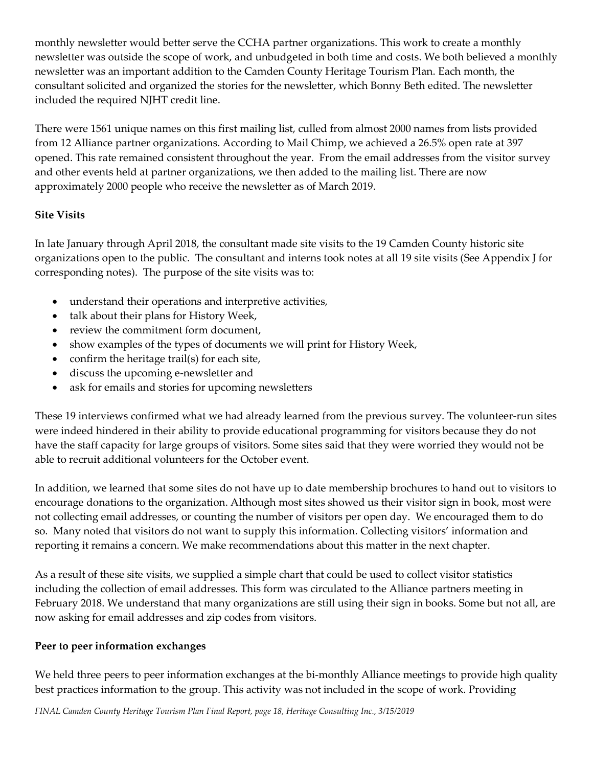monthly newsletter would better serve the CCHA partner organizations. This work to create a monthly newsletter was outside the scope of work, and unbudgeted in both time and costs. We both believed a monthly newsletter was an important addition to the Camden County Heritage Tourism Plan. Each month, the consultant solicited and organized the stories for the newsletter, which Bonny Beth edited. The newsletter included the required NJHT credit line.

There were 1561 unique names on this first mailing list, culled from almost 2000 names from lists provided from 12 Alliance partner organizations. According to Mail Chimp, we achieved a 26.5% open rate at 397 opened. This rate remained consistent throughout the year. From the email addresses from the visitor survey and other events held at partner organizations, we then added to the mailing list. There are now approximately 2000 people who receive the newsletter as of March 2019.

**Site Visits**

In late January through April 2018, the consultant made site visits to the 19 Camden County historic site organizations open to the public. The consultant and interns took notes at all 19 site visits (See Appendix J for corresponding notes). The purpose of the site visits was to:

- understand their operations and interpretive activities,
- talk about their plans for History Week,
- review the commitment form document,
- show examples of the types of documents we will print for History Week,
- confirm the heritage trail(s) for each site,
- discuss the upcoming e-newsletter and
- ask for emails and stories for upcoming newsletters

These 19 interviews confirmed what we had already learned from the previous survey. The volunteer-run sites were indeed hindered in their ability to provide educational programming for visitors because they do not have the staff capacity for large groups of visitors. Some sites said that they were worried they would not be able to recruit additional volunteers for the October event.

In addition, we learned that some sites do not have up to date membership brochures to hand out to visitors to encourage donations to the organization. Although most sites showed us their visitor sign in book, most were not collecting email addresses, or counting the number of visitors per open day. We encouraged them to do so. Many noted that visitors do not want to supply this information. Collecting visitors' information and reporting it remains a concern. We make recommendations about this matter in the next chapter.

As a result of these site visits, we supplied a simple chart that could be used to collect visitor statistics including the collection of email addresses. This form was circulated to the Alliance partners meeting in February 2018. We understand that many organizations are still using their sign in books. Some but not all, are now asking for email addresses and zip codes from visitors.

**Peer to peer information exchanges**

We held three peers to peer information exchanges at the bi-monthly Alliance meetings to provide high quality best practices information to the group. This activity was not included in the scope of work. Providing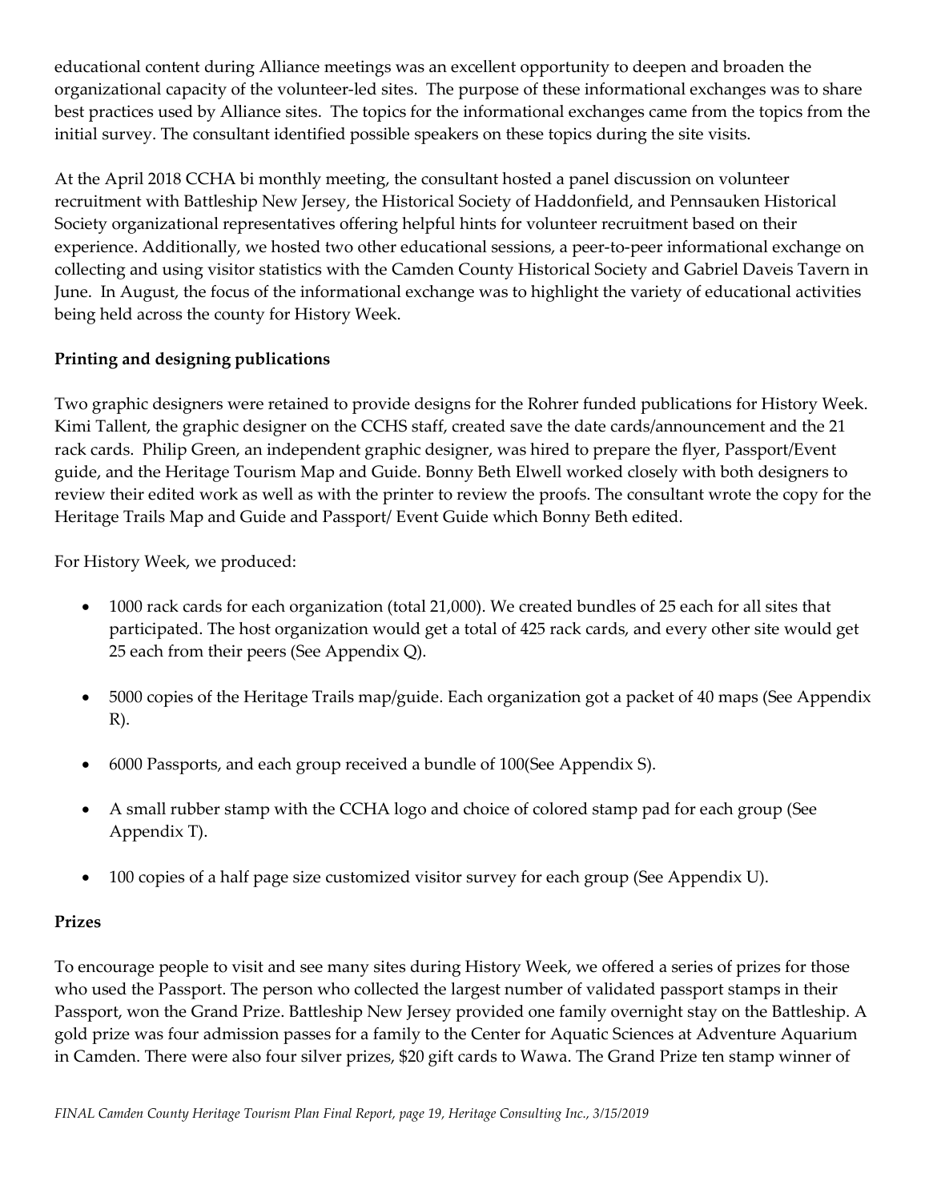educational content during Alliance meetings was an excellent opportunity to deepen and broaden the organizational capacity of the volunteer-led sites. The purpose of these informational exchanges was to share best practices used by Alliance sites. The topics for the informational exchanges came from the topics from the initial survey. The consultant identified possible speakers on these topics during the site visits.

At the April 2018 CCHA bi monthly meeting, the consultant hosted a panel discussion on volunteer recruitment with Battleship New Jersey, the Historical Society of Haddonfield, and Pennsauken Historical Society organizational representatives offering helpful hints for volunteer recruitment based on their experience. Additionally, we hosted two other educational sessions, a peer-to-peer informational exchange on collecting and using visitor statistics with the Camden County Historical Society and Gabriel Daveis Tavern in June. In August, the focus of the informational exchange was to highlight the variety of educational activities being held across the county for History Week.

**Printing and designing publications**

Two graphic designers were retained to provide designs for the Rohrer funded publications for History Week. Kimi Tallent, the graphic designer on the CCHS staff, created save the date cards/announcement and the 21 rack cards. Philip Green, an independent graphic designer, was hired to prepare the flyer, Passport/Event guide, and the Heritage Tourism Map and Guide. Bonny Beth Elwell worked closely with both designers to review their edited work as well as with the printer to review the proofs. The consultant wrote the copy for the Heritage Trails Map and Guide and Passport/ Event Guide which Bonny Beth edited.

For History Week, we produced:

- 1000 rack cards for each organization (total 21,000). We created bundles of 25 each for all sites that participated. The host organization would get a total of 425 rack cards, and every other site would get 25 each from their peers (See Appendix Q).
- 5000 copies of the Heritage Trails map/guide. Each organization got a packet of 40 maps (See Appendix R).
- 6000 Passports, and each group received a bundle of 100(See Appendix S).
- A small rubber stamp with the CCHA logo and choice of colored stamp pad for each group (See Appendix T).
- 100 copies of a half page size customized visitor survey for each group (See Appendix U).

**Prizes**

To encourage people to visit and see many sites during History Week, we offered a series of prizes for those who used the Passport. The person who collected the largest number of validated passport stamps in their Passport, won the Grand Prize. Battleship New Jersey provided one family overnight stay on the Battleship. A gold prize was four admission passes for a family to the Center for Aquatic Sciences at Adventure Aquarium in Camden. There were also four silver prizes, $20 gift cards to Wawa. The Grand Prize ten stamp winner of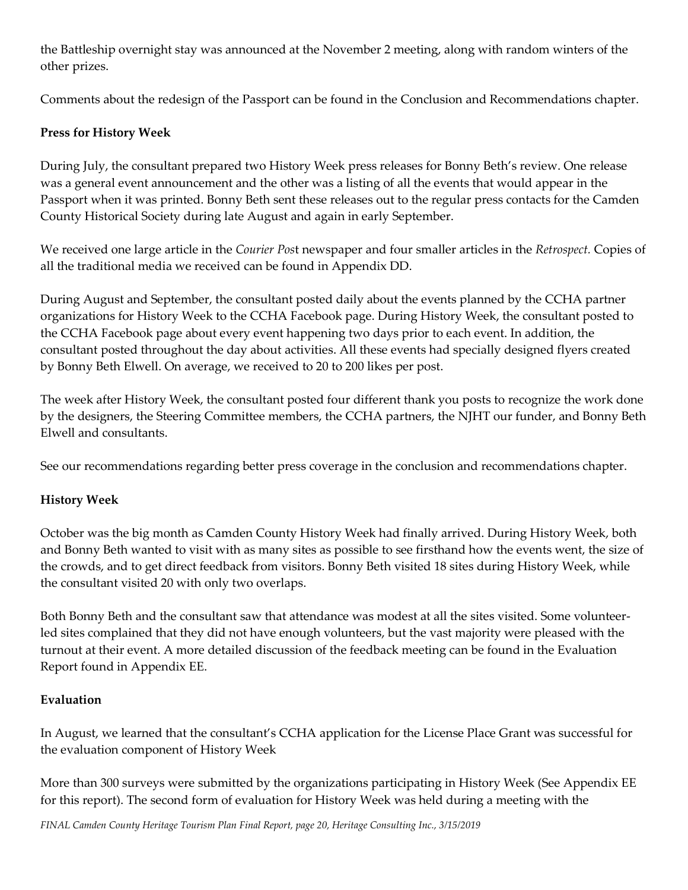the Battleship overnight stay was announced at the November 2 meeting, along with random winters of the other prizes.

Comments about the redesign of the Passport can be found in the Conclusion and Recommendations chapter.

**Press for History Week**

During July, the consultant prepared two History Week press releases for Bonny Beth's review. One release was a general event announcement and the other was a listing of all the events that would appear in the Passport when it was printed. Bonny Beth sent these releases out to the regular press contacts for the Camden County Historical Society during late August and again in early September.

We received one large article in the *Courier Pos*t newspaper and four smaller articles in the *Retrospect.* Copies of all the traditional media we received can be found in Appendix DD.

During August and September, the consultant posted daily about the events planned by the CCHA partner organizations for History Week to the CCHA Facebook page. During History Week, the consultant posted to the CCHA Facebook page about every event happening two days prior to each event. In addition, the consultant posted throughout the day about activities. All these events had specially designed flyers created by Bonny Beth Elwell. On average, we received to 20 to 200 likes per post.

The week after History Week, the consultant posted four different thank you posts to recognize the work done by the designers, the Steering Committee members, the CCHA partners, the NJHT our funder, and Bonny Beth Elwell and consultants.

See our recommendations regarding better press coverage in the conclusion and recommendations chapter.

**History Week**

October was the big month as Camden County History Week had finally arrived. During History Week, both and Bonny Beth wanted to visit with as many sites as possible to see firsthand how the events went, the size of the crowds, and to get direct feedback from visitors. Bonny Beth visited 18 sites during History Week, while the consultant visited 20 with only two overlaps.

Both Bonny Beth and the consultant saw that attendance was modest at all the sites visited. Some volunteer-led sites complained that they did not have enough volunteers, but the vast majority were pleased with the turnout at their event. A more detailed discussion of the feedback meeting can be found in the Evaluation Report found in Appendix EE.

**Evaluation**

In August, we learned that the consultant's CCHA application for the License Place Grant was successful for the evaluation component of History Week

More than 300 surveys were submitted by the organizations participating in History Week (See Appendix EE for this report). The second form of evaluation for History Week was held during a meeting with the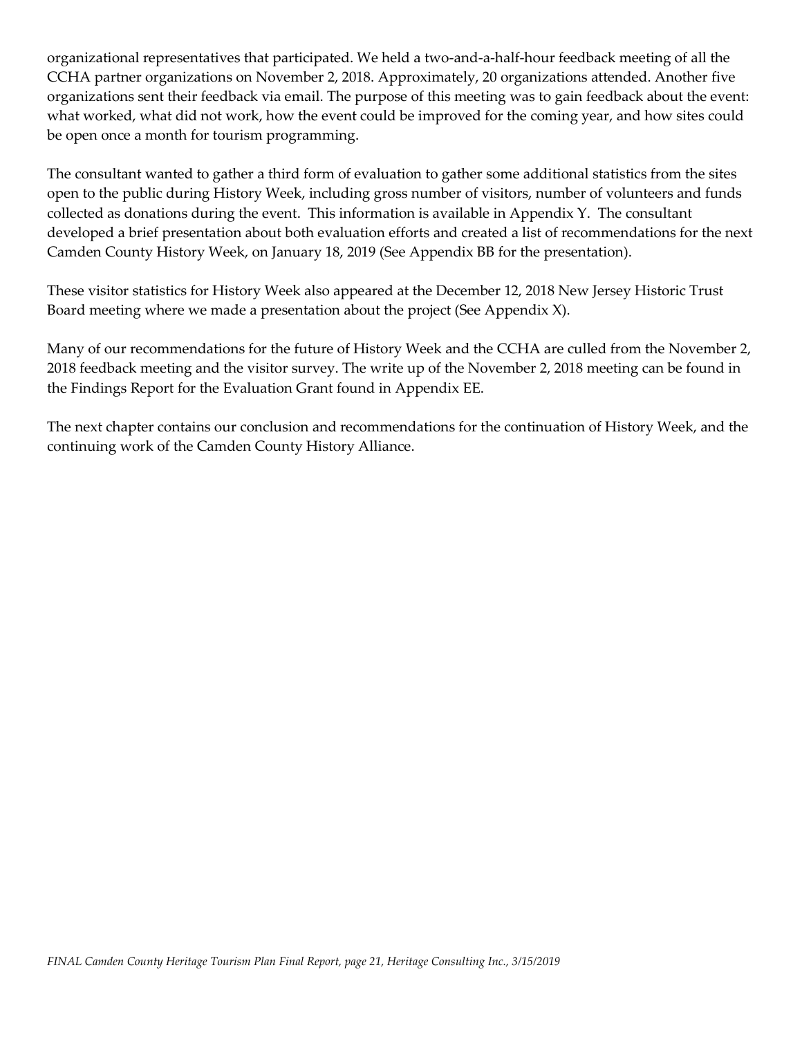organizational representatives that participated. We held a two-and-a-half-hour feedback meeting of all the CCHA partner organizations on November 2, 2018. Approximately, 20 organizations attended. Another five organizations sent their feedback via email. The purpose of this meeting was to gain feedback about the event: what worked, what did not work, how the event could be improved for the coming year, and how sites could be open once a month for tourism programming.

The consultant wanted to gather a third form of evaluation to gather some additional statistics from the sites open to the public during History Week, including gross number of visitors, number of volunteers and funds collected as donations during the event. This information is available in Appendix Y. The consultant developed a brief presentation about both evaluation efforts and created a list of recommendations for the next Camden County History Week, on January 18, 2019 (See Appendix BB for the presentation).

These visitor statistics for History Week also appeared at the December 12, 2018 New Jersey Historic Trust Board meeting where we made a presentation about the project (See Appendix X).

Many of our recommendations for the future of History Week and the CCHA are culled from the November 2, 2018 feedback meeting and the visitor survey. The write up of the November 2, 2018 meeting can be found in the Findings Report for the Evaluation Grant found in Appendix EE.

The next chapter contains our conclusion and recommendations for the continuation of History Week, and the continuing work of the Camden County History Alliance.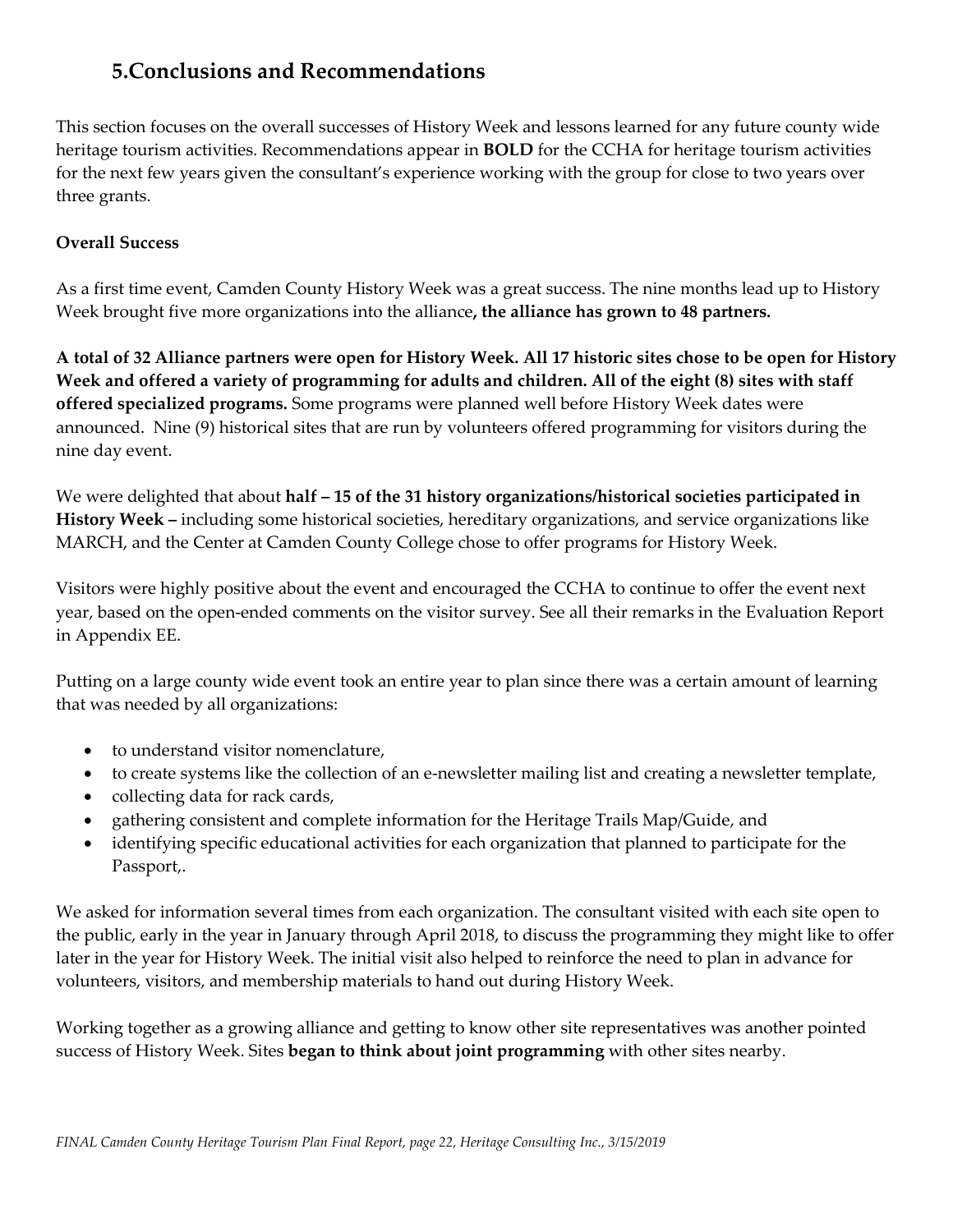## 5.Conclusions and Recommendations

This section focuses on the overall successes of History Week and lessons learned for any future county wide heritage tourism activities. Recommendations appear in **BOLD** for the CCHA for heritage tourism activities for the next few years given the consultant's experience working with the group for close to two years over three grants.

**Overall Success**

As a first time event, Camden County History Week was a great success. The nine months lead up to History Week brought five more organizations into the alliance**, the alliance has grown to 48 partners.**

**A total of 32 Alliance partners were open for History Week. All 17 historic sites chose to be open for History Week and offered a variety of programming for adults and children. All of the eight (8) sites with staff offered specialized programs.** Some programs were planned well before History Week dates were announced. Nine (9) historical sites that are run by volunteers offered programming for visitors during the nine day event.

We were delighted that about **half – 15 of the 31 history organizations/historical societies participated in History Week –** including some historical societies, hereditary organizations, and service organizations like MARCH, and the Center at Camden County College chose to offer programs for History Week.

Visitors were highly positive about the event and encouraged the CCHA to continue to offer the event next year, based on the open-ended comments on the visitor survey. See all their remarks in the Evaluation Report in Appendix EE.

Putting on a large county wide event took an entire year to plan since there was a certain amount of learning that was needed by all organizations:

- to understand visitor nomenclature,
- to create systems like the collection of an e-newsletter mailing list and creating a newsletter template,
- collecting data for rack cards,
- gathering consistent and complete information for the Heritage Trails Map/Guide, and
- identifying specific educational activities for each organization that planned to participate for the Passport,.

We asked for information several times from each organization. The consultant visited with each site open to the public, early in the year in January through April 2018, to discuss the programming they might like to offer later in the year for History Week. The initial visit also helped to reinforce the need to plan in advance for volunteers, visitors, and membership materials to hand out during History Week.

Working together as a growing alliance and getting to know other site representatives was another pointed success of History Week. Sites **began to think about joint programming** with other sites nearby.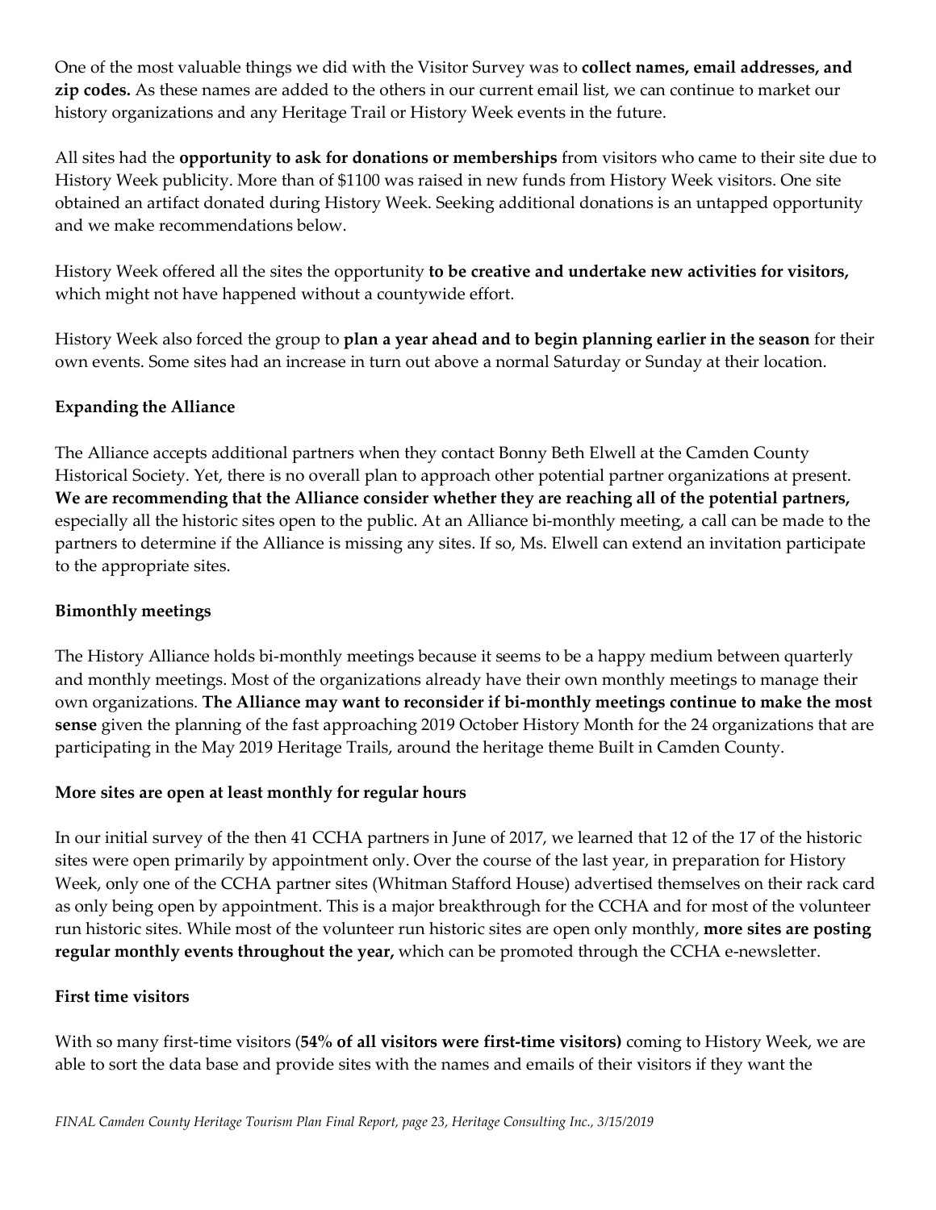One of the most valuable things we did with the Visitor Survey was to **collect names, email addresses, and zip codes.** As these names are added to the others in our current email list, we can continue to market our history organizations and any Heritage Trail or History Week events in the future.

All sites had the **opportunity to ask for donations or memberships** from visitors who came to their site due to History Week publicity. More than of $1100 was raised in new funds from History Week visitors. One site obtained an artifact donated during History Week. Seeking additional donations is an untapped opportunity and we make recommendations below.

History Week offered all the sites the opportunity **to be creative and undertake new activities for visitors,** which might not have happened without a countywide effort.

History Week also forced the group to **plan a year ahead and to begin planning earlier in the season** for their own events. Some sites had an increase in turn out above a normal Saturday or Sunday at their location.

**Expanding the Alliance**

The Alliance accepts additional partners when they contact Bonny Beth Elwell at the Camden County Historical Society. Yet, there is no overall plan to approach other potential partner organizations at present. **We are recommending that the Alliance consider whether they are reaching all of the potential partners,** especially all the historic sites open to the public. At an Alliance bi-monthly meeting, a call can be made to the partners to determine if the Alliance is missing any sites. If so, Ms. Elwell can extend an invitation participate to the appropriate sites.

**Bimonthly meetings**

The History Alliance holds bi-monthly meetings because it seems to be a happy medium between quarterly and monthly meetings. Most of the organizations already have their own monthly meetings to manage their own organizations. **The Alliance may want to reconsider if bi-monthly meetings continue to make the most sense** given the planning of the fast approaching 2019 October History Month for the 24 organizations that are participating in the May 2019 Heritage Trails, around the heritage theme Built in Camden County.

**More sites are open at least monthly for regular hours**

In our initial survey of the then 41 CCHA partners in June of 2017, we learned that 12 of the 17 of the historic sites were open primarily by appointment only. Over the course of the last year, in preparation for History Week, only one of the CCHA partner sites (Whitman Stafford House) advertised themselves on their rack card as only being open by appointment. This is a major breakthrough for the CCHA and for most of the volunteer run historic sites. While most of the volunteer run historic sites are open only monthly, **more sites are posting regular monthly events throughout the year,** which can be promoted through the CCHA e-newsletter.

**First time visitors**

With so many first-time visitors (**54% of all visitors were first-time visitors)** coming to History Week, we are able to sort the data base and provide sites with the names and emails of their visitors if they want the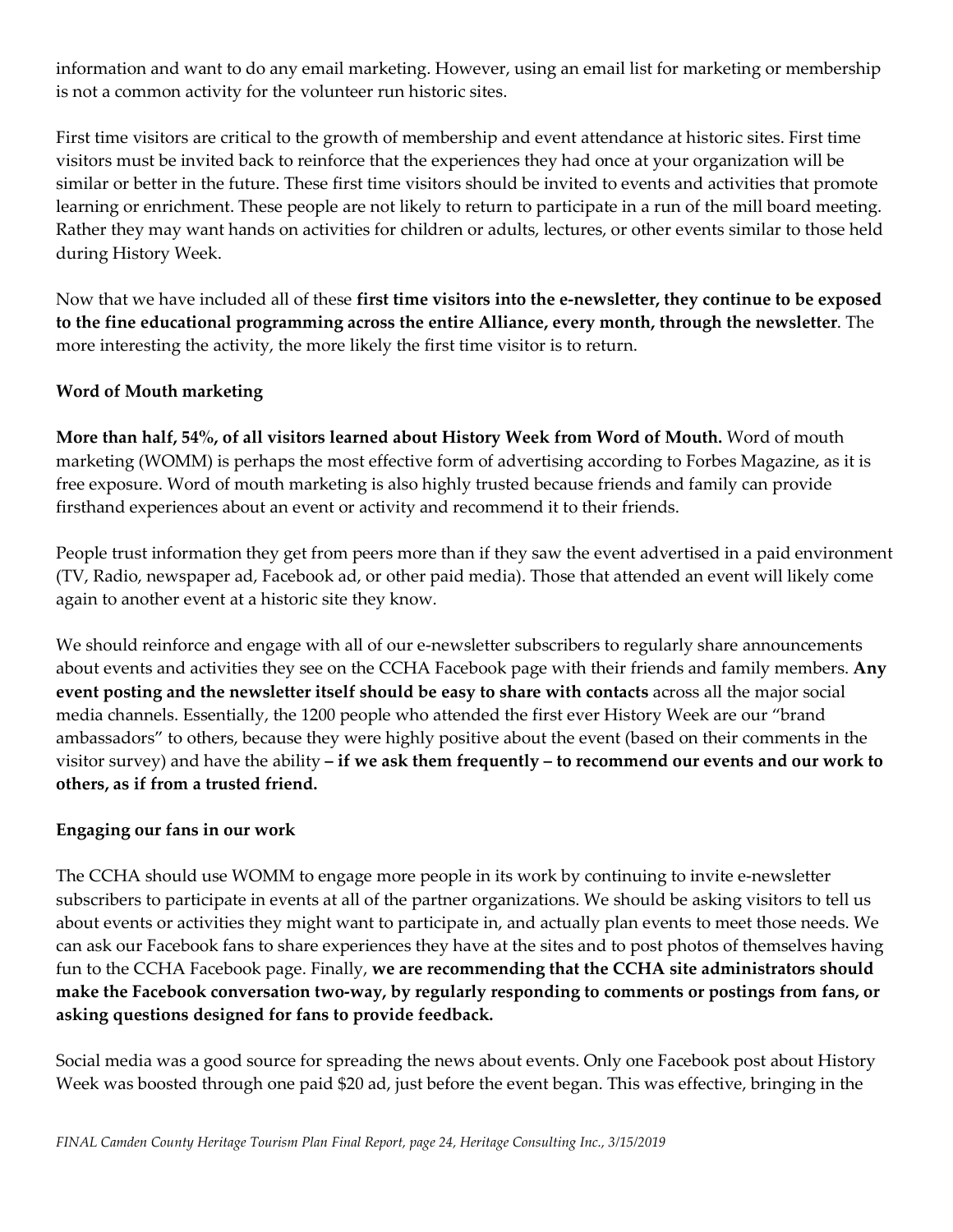information and want to do any email marketing. However, using an email list for marketing or membership is not a common activity for the volunteer run historic sites.

First time visitors are critical to the growth of membership and event attendance at historic sites. First time visitors must be invited back to reinforce that the experiences they had once at your organization will be similar or better in the future. These first time visitors should be invited to events and activities that promote learning or enrichment. These people are not likely to return to participate in a run of the mill board meeting. Rather they may want hands on activities for children or adults, lectures, or other events similar to those held during History Week.

Now that we have included all of these **first time visitors into the e-newsletter, they continue to be exposed to the fine educational programming across the entire Alliance, every month, through the newsletter**. The more interesting the activity, the more likely the first time visitor is to return.

**Word of Mouth marketing**

**More than half, 54%, of all visitors learned about History Week from Word of Mouth.** Word of mouth marketing (WOMM) is perhaps the most effective form of advertising according to Forbes Magazine, as it is free exposure. Word of mouth marketing is also highly trusted because friends and family can provide firsthand experiences about an event or activity and recommend it to their friends.

People trust information they get from peers more than if they saw the event advertised in a paid environment (TV, Radio, newspaper ad, Facebook ad, or other paid media). Those that attended an event will likely come again to another event at a historic site they know.

We should reinforce and engage with all of our e-newsletter subscribers to regularly share announcements about events and activities they see on the CCHA Facebook page with their friends and family members. **Any event posting and the newsletter itself should be easy to share with contacts** across all the major social media channels. Essentially, the 1200 people who attended the first ever History Week are our "brand ambassadors" to others, because they were highly positive about the event (based on their comments in the visitor survey) and have the ability **– if we ask them frequently – to recommend our events and our work to others, as if from a trusted friend.**

**Engaging our fans in our work**

The CCHA should use WOMM to engage more people in its work by continuing to invite e-newsletter subscribers to participate in events at all of the partner organizations. We should be asking visitors to tell us about events or activities they might want to participate in, and actually plan events to meet those needs. We can ask our Facebook fans to share experiences they have at the sites and to post photos of themselves having fun to the CCHA Facebook page. Finally, **we are recommending that the CCHA site administrators should make the Facebook conversation two-way, by regularly responding to comments or postings from fans, or asking questions designed for fans to provide feedback.**

Social media was a good source for spreading the news about events. Only one Facebook post about History Week was boosted through one paid $20 ad, just before the event began. This was effective, bringing in the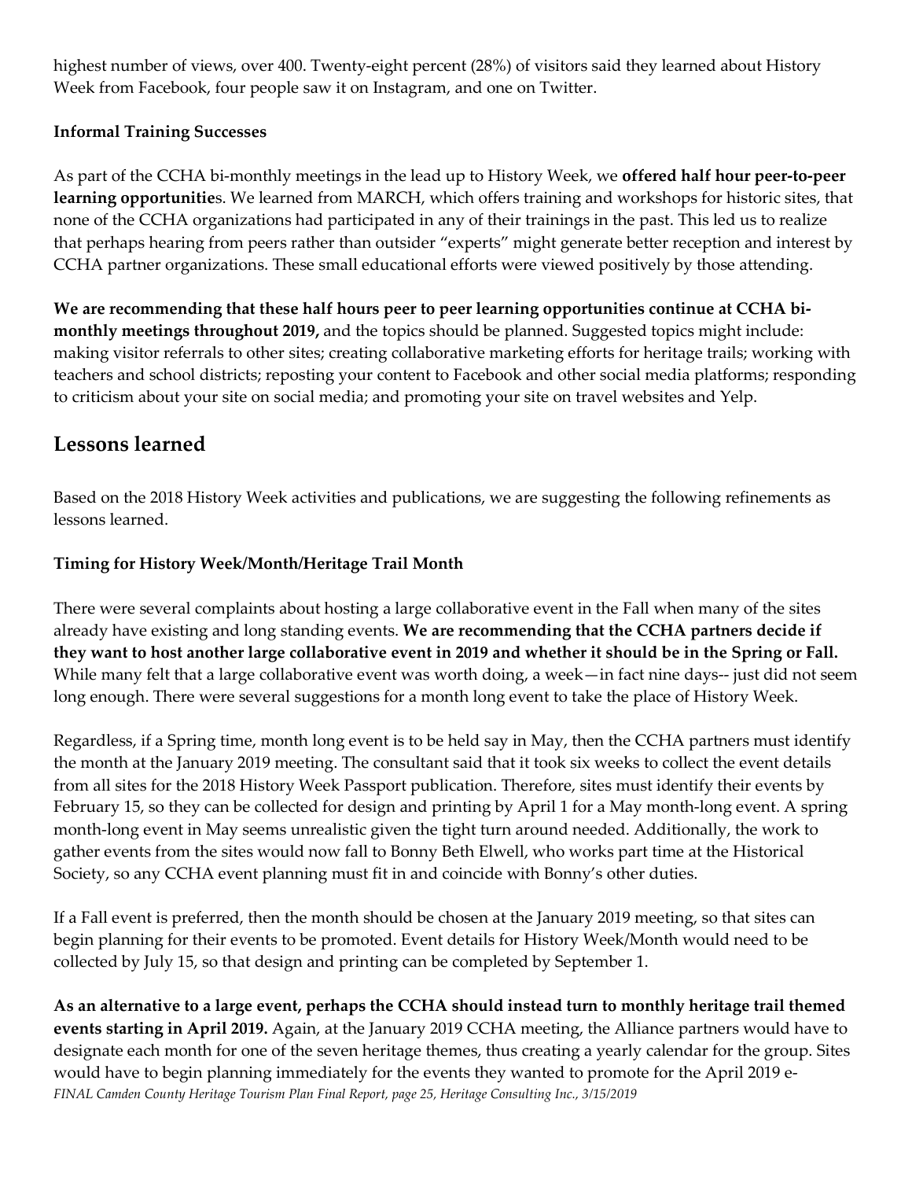highest number of views, over 400. Twenty-eight percent (28%) of visitors said they learned about History Week from Facebook, four people saw it on Instagram, and one on Twitter.

**Informal Training Successes**

As part of the CCHA bi-monthly meetings in the lead up to History Week, we **offered half hour peer-to-peer learning opportunitie**s. We learned from MARCH, which offers training and workshops for historic sites, that none of the CCHA organizations had participated in any of their trainings in the past. This led us to realize that perhaps hearing from peers rather than outsider "experts" might generate better reception and interest by CCHA partner organizations. These small educational efforts were viewed positively by those attending.

**We are recommending that these half hours peer to peer learning opportunities continue at CCHA bi-monthly meetings throughout 2019,** and the topics should be planned. Suggested topics might include: making visitor referrals to other sites; creating collaborative marketing efforts for heritage trails; working with teachers and school districts; reposting your content to Facebook and other social media platforms; responding to criticism about your site on social media; and promoting your site on travel websites and Yelp.

## Lessons learned

Based on the 2018 History Week activities and publications, we are suggesting the following refinements as lessons learned.

**Timing for History Week/Month/Heritage Trail Month**

There were several complaints about hosting a large collaborative event in the Fall when many of the sites already have existing and long standing events. **We are recommending that the CCHA partners decide if they want to host another large collaborative event in 2019 and whether it should be in the Spring or Fall.** While many felt that a large collaborative event was worth doing, a week—in fact nine days-- just did not seem long enough. There were several suggestions for a month long event to take the place of History Week.

Regardless, if a Spring time, month long event is to be held say in May, then the CCHA partners must identify the month at the January 2019 meeting. The consultant said that it took six weeks to collect the event details from all sites for the 2018 History Week Passport publication. Therefore, sites must identify their events by February 15, so they can be collected for design and printing by April 1 for a May month-long event. A spring month-long event in May seems unrealistic given the tight turn around needed. Additionally, the work to gather events from the sites would now fall to Bonny Beth Elwell, who works part time at the Historical Society, so any CCHA event planning must fit in and coincide with Bonny's other duties.

If a Fall event is preferred, then the month should be chosen at the January 2019 meeting, so that sites can begin planning for their events to be promoted. Event details for History Week/Month would need to be collected by July 15, so that design and printing can be completed by September 1.

**As an alternative to a large event, perhaps the CCHA should instead turn to monthly heritage trail themed events starting in April 2019.** Again, at the January 2019 CCHA meeting, the Alliance partners would have to designate each month for one of the seven heritage themes, thus creating a yearly calendar for the group. Sites would have to begin planning immediately for the events they wanted to promote for the April 2019 e-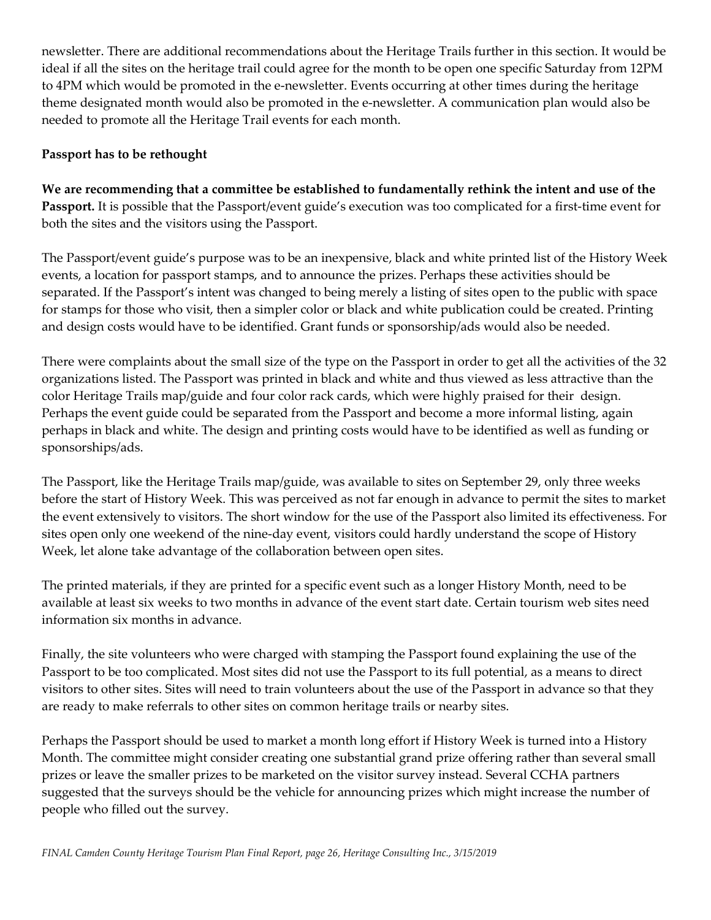newsletter. There are additional recommendations about the Heritage Trails further in this section. It would be ideal if all the sites on the heritage trail could agree for the month to be open one specific Saturday from 12PM to 4PM which would be promoted in the e-newsletter. Events occurring at other times during the heritage theme designated month would also be promoted in the e-newsletter. A communication plan would also be needed to promote all the Heritage Trail events for each month.

**Passport has to be rethought**

**We are recommending that a committee be established to fundamentally rethink the intent and use of the Passport.** It is possible that the Passport/event guide's execution was too complicated for a first-time event for both the sites and the visitors using the Passport.

The Passport/event guide's purpose was to be an inexpensive, black and white printed list of the History Week events, a location for passport stamps, and to announce the prizes. Perhaps these activities should be separated. If the Passport's intent was changed to being merely a listing of sites open to the public with space for stamps for those who visit, then a simpler color or black and white publication could be created. Printing and design costs would have to be identified. Grant funds or sponsorship/ads would also be needed.

There were complaints about the small size of the type on the Passport in order to get all the activities of the 32 organizations listed. The Passport was printed in black and white and thus viewed as less attractive than the color Heritage Trails map/guide and four color rack cards, which were highly praised for their design. Perhaps the event guide could be separated from the Passport and become a more informal listing, again perhaps in black and white. The design and printing costs would have to be identified as well as funding or sponsorships/ads.

The Passport, like the Heritage Trails map/guide, was available to sites on September 29, only three weeks before the start of History Week. This was perceived as not far enough in advance to permit the sites to market the event extensively to visitors. The short window for the use of the Passport also limited its effectiveness. For sites open only one weekend of the nine-day event, visitors could hardly understand the scope of History Week, let alone take advantage of the collaboration between open sites.

The printed materials, if they are printed for a specific event such as a longer History Month, need to be available at least six weeks to two months in advance of the event start date. Certain tourism web sites need information six months in advance.

Finally, the site volunteers who were charged with stamping the Passport found explaining the use of the Passport to be too complicated. Most sites did not use the Passport to its full potential, as a means to direct visitors to other sites. Sites will need to train volunteers about the use of the Passport in advance so that they are ready to make referrals to other sites on common heritage trails or nearby sites.

Perhaps the Passport should be used to market a month long effort if History Week is turned into a History Month. The committee might consider creating one substantial grand prize offering rather than several small prizes or leave the smaller prizes to be marketed on the visitor survey instead. Several CCHA partners suggested that the surveys should be the vehicle for announcing prizes which might increase the number of people who filled out the survey.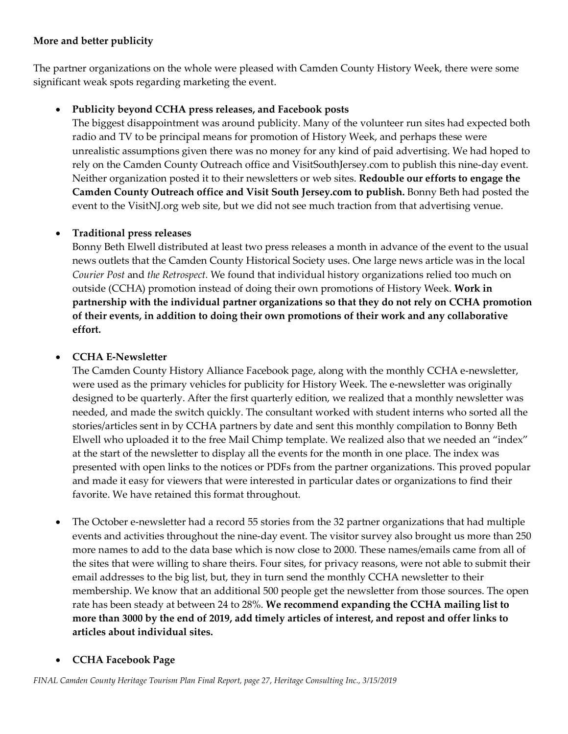**More and better publicity**

The partner organizations on the whole were pleased with Camden County History Week, there were some significant weak spots regarding marketing the event.

- **Publicity beyond CCHA press releases, and Facebook posts**
  The biggest disappointment was around publicity. Many of the volunteer run sites had expected both radio and TV to be principal means for promotion of History Week, and perhaps these were unrealistic assumptions given there was no money for any kind of paid advertising. We had hoped to rely on the Camden County Outreach office and VisitSouthJersey.com to publish this nine-day event. Neither organization posted it to their newsletters or web sites. **Redouble our efforts to engage the Camden County Outreach office and Visit South Jersey.com to publish.** Bonny Beth had posted the event to the VisitNJ.org web site, but we did not see much traction from that advertising venue.

- **Traditional press releases**
  Bonny Beth Elwell distributed at least two press releases a month in advance of the event to the usual news outlets that the Camden County Historical Society uses. One large news article was in the local *Courier Post* and *the Retrospect.* We found that individual history organizations relied too much on outside (CCHA) promotion instead of doing their own promotions of History Week. **Work in partnership with the individual partner organizations so that they do not rely on CCHA promotion of their events, in addition to doing their own promotions of their work and any collaborative effort.**

- **CCHA E-Newsletter**
  The Camden County History Alliance Facebook page, along with the monthly CCHA e-newsletter, were used as the primary vehicles for publicity for History Week. The e-newsletter was originally designed to be quarterly. After the first quarterly edition, we realized that a monthly newsletter was needed, and made the switch quickly. The consultant worked with student interns who sorted all the stories/articles sent in by CCHA partners by date and sent this monthly compilation to Bonny Beth Elwell who uploaded it to the free Mail Chimp template. We realized also that we needed an "index" at the start of the newsletter to display all the events for the month in one place. The index was presented with open links to the notices or PDFs from the partner organizations. This proved popular and made it easy for viewers that were interested in particular dates or organizations to find their favorite. We have retained this format throughout.

- The October e-newsletter had a record 55 stories from the 32 partner organizations that had multiple events and activities throughout the nine-day event. The visitor survey also brought us more than 250 more names to add to the data base which is now close to 2000. These names/emails came from all of the sites that were willing to share theirs. Four sites, for privacy reasons, were not able to submit their email addresses to the big list, but, they in turn send the monthly CCHA newsletter to their membership. We know that an additional 500 people get the newsletter from those sources. The open rate has been steady at between 24 to 28%. **We recommend expanding the CCHA mailing list to more than 3000 by the end of 2019, add timely articles of interest, and repost and offer links to articles about individual sites.**

- **CCHA Facebook Page**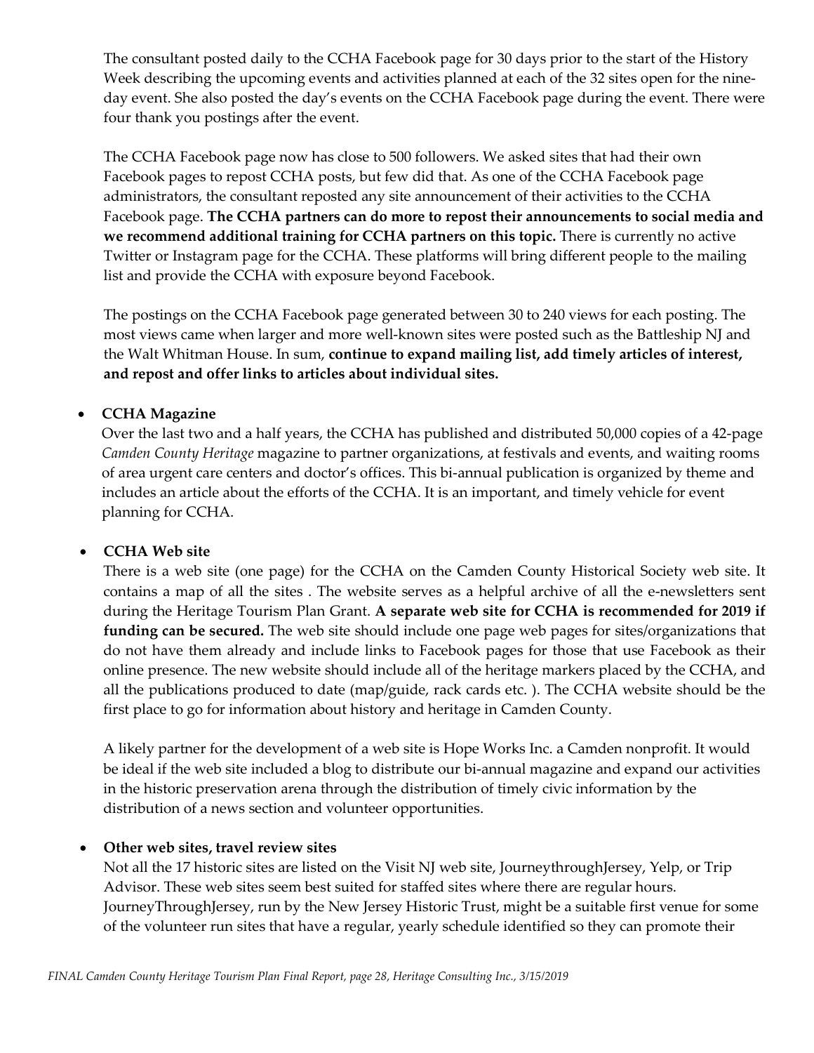The consultant posted daily to the CCHA Facebook page for 30 days prior to the start of the History Week describing the upcoming events and activities planned at each of the 32 sites open for the nine-day event. She also posted the day's events on the CCHA Facebook page during the event. There were four thank you postings after the event.

The CCHA Facebook page now has close to 500 followers. We asked sites that had their own Facebook pages to repost CCHA posts, but few did that. As one of the CCHA Facebook page administrators, the consultant reposted any site announcement of their activities to the CCHA Facebook page. **The CCHA partners can do more to repost their announcements to social media and we recommend additional training for CCHA partners on this topic.** There is currently no active Twitter or Instagram page for the CCHA. These platforms will bring different people to the mailing list and provide the CCHA with exposure beyond Facebook.

The postings on the CCHA Facebook page generated between 30 to 240 views for each posting. The most views came when larger and more well-known sites were posted such as the Battleship NJ and the Walt Whitman House. In sum, **continue to expand mailing list, add timely articles of interest, and repost and offer links to articles about individual sites.**

- **CCHA Magazine**

  Over the last two and a half years, the CCHA has published and distributed 50,000 copies of a 42-page *Camden County Heritage* magazine to partner organizations, at festivals and events, and waiting rooms of area urgent care centers and doctor's offices. This bi-annual publication is organized by theme and includes an article about the efforts of the CCHA. It is an important, and timely vehicle for event planning for CCHA.

- **CCHA Web site**

  There is a web site (one page) for the CCHA on the Camden County Historical Society web site. It contains a map of all the sites . The website serves as a helpful archive of all the e-newsletters sent during the Heritage Tourism Plan Grant. **A separate web site for CCHA is recommended for 2019 if funding can be secured.** The web site should include one page web pages for sites/organizations that do not have them already and include links to Facebook pages for those that use Facebook as their online presence. The new website should include all of the heritage markers placed by the CCHA, and all the publications produced to date (map/guide, rack cards etc. ). The CCHA website should be the first place to go for information about history and heritage in Camden County.

  A likely partner for the development of a web site is Hope Works Inc. a Camden nonprofit. It would be ideal if the web site included a blog to distribute our bi-annual magazine and expand our activities in the historic preservation arena through the distribution of timely civic information by the distribution of a news section and volunteer opportunities.

- **Other web sites, travel review sites**

  Not all the 17 historic sites are listed on the Visit NJ web site, JourneythroughJersey, Yelp, or Trip Advisor. These web sites seem best suited for staffed sites where there are regular hours. JourneyThroughJersey, run by the New Jersey Historic Trust, might be a suitable first venue for some of the volunteer run sites that have a regular, yearly schedule identified so they can promote their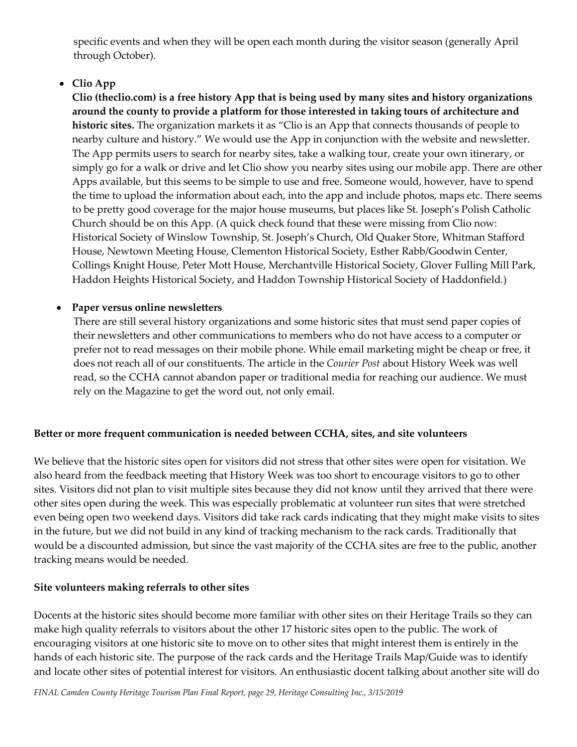specific events and when they will be open each month during the visitor season (generally April through October).

- **Clio App**
  **Clio (theclio.com) is a free history App that is being used by many sites and history organizations around the county to provide a platform for those interested in taking tours of architecture and historic sites.** The organization markets it as "Clio is an App that connects thousands of people to nearby culture and history." We would use the App in conjunction with the website and newsletter. The App permits users to search for nearby sites, take a walking tour, create your own itinerary, or simply go for a walk or drive and let Clio show you nearby sites using our mobile app. There are other Apps available, but this seems to be simple to use and free. Someone would, however, have to spend the time to upload the information about each, into the app and include photos, maps etc. There seems to be pretty good coverage for the major house museums, but places like St. Joseph's Polish Catholic Church should be on this App. (A quick check found that these were missing from Clio now: Historical Society of Winslow Township, St. Joseph's Church, Old Quaker Store, Whitman Stafford House, Newtown Meeting House, Clementon Historical Society, Esther Rabb/Goodwin Center, Collings Knight House, Peter Mott House, Merchantville Historical Society, Glover Fulling Mill Park, Haddon Heights Historical Society, and Haddon Township Historical Society of Haddonfield.)

- **Paper versus online newsletters**
  There are still several history organizations and some historic sites that must send paper copies of their newsletters and other communications to members who do not have access to a computer or prefer not to read messages on their mobile phone. While email marketing might be cheap or free, it does not reach all of our constituents. The article in the *Courier Post* about History Week was well read, so the CCHA cannot abandon paper or traditional media for reaching our audience. We must rely on the Magazine to get the word out, not only email.

**Better or more frequent communication is needed between CCHA, sites, and site volunteers**

We believe that the historic sites open for visitors did not stress that other sites were open for visitation. We also heard from the feedback meeting that History Week was too short to encourage visitors to go to other sites. Visitors did not plan to visit multiple sites because they did not know until they arrived that there were other sites open during the week. This was especially problematic at volunteer run sites that were stretched even being open two weekend days. Visitors did take rack cards indicating that they might make visits to sites in the future, but we did not build in any kind of tracking mechanism to the rack cards. Traditionally that would be a discounted admission, but since the vast majority of the CCHA sites are free to the public, another tracking means would be needed.

**Site volunteers making referrals to other sites**

Docents at the historic sites should become more familiar with other sites on their Heritage Trails so they can make high quality referrals to visitors about the other 17 historic sites open to the public. The work of encouraging visitors at one historic site to move on to other sites that might interest them is entirely in the hands of each historic site. The purpose of the rack cards and the Heritage Trails Map/Guide was to identify and locate other sites of potential interest for visitors. An enthusiastic docent talking about another site will do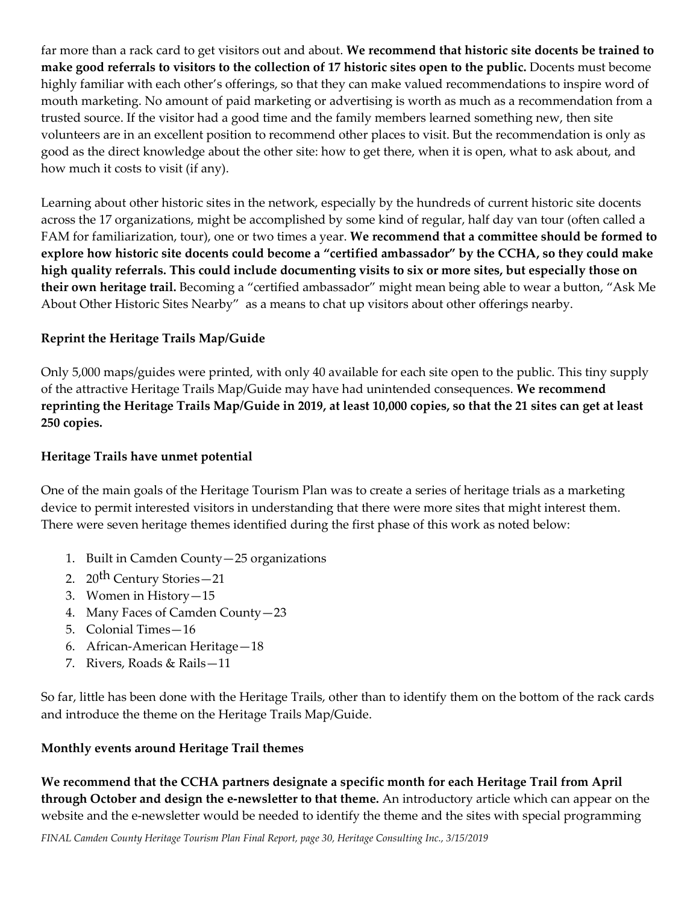far more than a rack card to get visitors out and about. **We recommend that historic site docents be trained to make good referrals to visitors to the collection of 17 historic sites open to the public.** Docents must become highly familiar with each other's offerings, so that they can make valued recommendations to inspire word of mouth marketing. No amount of paid marketing or advertising is worth as much as a recommendation from a trusted source. If the visitor had a good time and the family members learned something new, then site volunteers are in an excellent position to recommend other places to visit. But the recommendation is only as good as the direct knowledge about the other site: how to get there, when it is open, what to ask about, and how much it costs to visit (if any).

Learning about other historic sites in the network, especially by the hundreds of current historic site docents across the 17 organizations, might be accomplished by some kind of regular, half day van tour (often called a FAM for familiarization, tour), one or two times a year. **We recommend that a committee should be formed to explore how historic site docents could become a "certified ambassador" by the CCHA, so they could make high quality referrals. This could include documenting visits to six or more sites, but especially those on their own heritage trail.** Becoming a "certified ambassador" might mean being able to wear a button, "Ask Me About Other Historic Sites Nearby" as a means to chat up visitors about other offerings nearby.

### Reprint the Heritage Trails Map/Guide

Only 5,000 maps/guides were printed, with only 40 available for each site open to the public. This tiny supply of the attractive Heritage Trails Map/Guide may have had unintended consequences. **We recommend reprinting the Heritage Trails Map/Guide in 2019, at least 10,000 copies, so that the 21 sites can get at least 250 copies.**

### Heritage Trails have unmet potential

One of the main goals of the Heritage Tourism Plan was to create a series of heritage trials as a marketing device to permit interested visitors in understanding that there were more sites that might interest them. There were seven heritage themes identified during the first phase of this work as noted below:

1. Built in Camden County—25 organizations
2. 20th Century Stories—21
3. Women in History—15
4. Many Faces of Camden County—23
5. Colonial Times—16
6. African-American Heritage—18
7. Rivers, Roads & Rails—11

So far, little has been done with the Heritage Trails, other than to identify them on the bottom of the rack cards and introduce the theme on the Heritage Trails Map/Guide.

### Monthly events around Heritage Trail themes

**We recommend that the CCHA partners designate a specific month for each Heritage Trail from April through October and design the e-newsletter to that theme.** An introductory article which can appear on the website and the e-newsletter would be needed to identify the theme and the sites with special programming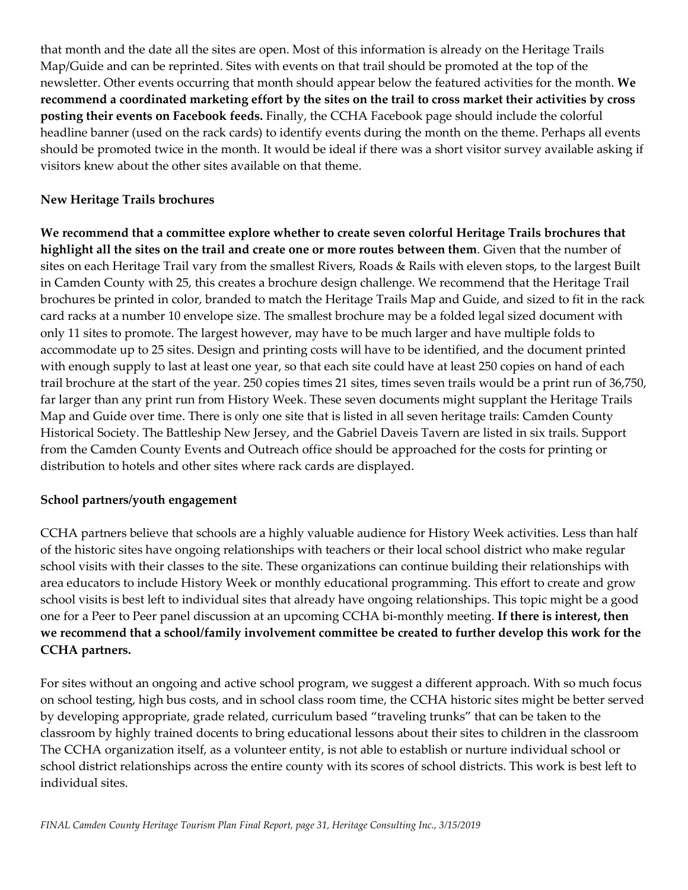that month and the date all the sites are open. Most of this information is already on the Heritage Trails Map/Guide and can be reprinted. Sites with events on that trail should be promoted at the top of the newsletter. Other events occurring that month should appear below the featured activities for the month. **We recommend a coordinated marketing effort by the sites on the trail to cross market their activities by cross posting their events on Facebook feeds.** Finally, the CCHA Facebook page should include the colorful headline banner (used on the rack cards) to identify events during the month on the theme. Perhaps all events should be promoted twice in the month. It would be ideal if there was a short visitor survey available asking if visitors knew about the other sites available on that theme.

**New Heritage Trails brochures**

**We recommend that a committee explore whether to create seven colorful Heritage Trails brochures that highlight all the sites on the trail and create one or more routes between them**. Given that the number of sites on each Heritage Trail vary from the smallest Rivers, Roads & Rails with eleven stops, to the largest Built in Camden County with 25, this creates a brochure design challenge. We recommend that the Heritage Trail brochures be printed in color, branded to match the Heritage Trails Map and Guide, and sized to fit in the rack card racks at a number 10 envelope size. The smallest brochure may be a folded legal sized document with only 11 sites to promote. The largest however, may have to be much larger and have multiple folds to accommodate up to 25 sites. Design and printing costs will have to be identified, and the document printed with enough supply to last at least one year, so that each site could have at least 250 copies on hand of each trail brochure at the start of the year. 250 copies times 21 sites, times seven trails would be a print run of 36,750, far larger than any print run from History Week. These seven documents might supplant the Heritage Trails Map and Guide over time. There is only one site that is listed in all seven heritage trails: Camden County Historical Society. The Battleship New Jersey, and the Gabriel Daveis Tavern are listed in six trails. Support from the Camden County Events and Outreach office should be approached for the costs for printing or distribution to hotels and other sites where rack cards are displayed.

**School partners/youth engagement**

CCHA partners believe that schools are a highly valuable audience for History Week activities. Less than half of the historic sites have ongoing relationships with teachers or their local school district who make regular school visits with their classes to the site. These organizations can continue building their relationships with area educators to include History Week or monthly educational programming. This effort to create and grow school visits is best left to individual sites that already have ongoing relationships. This topic might be a good one for a Peer to Peer panel discussion at an upcoming CCHA bi-monthly meeting. **If there is interest, then we recommend that a school/family involvement committee be created to further develop this work for the CCHA partners.**

For sites without an ongoing and active school program, we suggest a different approach. With so much focus on school testing, high bus costs, and in school class room time, the CCHA historic sites might be better served by developing appropriate, grade related, curriculum based "traveling trunks" that can be taken to the classroom by highly trained docents to bring educational lessons about their sites to children in the classroom The CCHA organization itself, as a volunteer entity, is not able to establish or nurture individual school or school district relationships across the entire county with its scores of school districts. This work is best left to individual sites.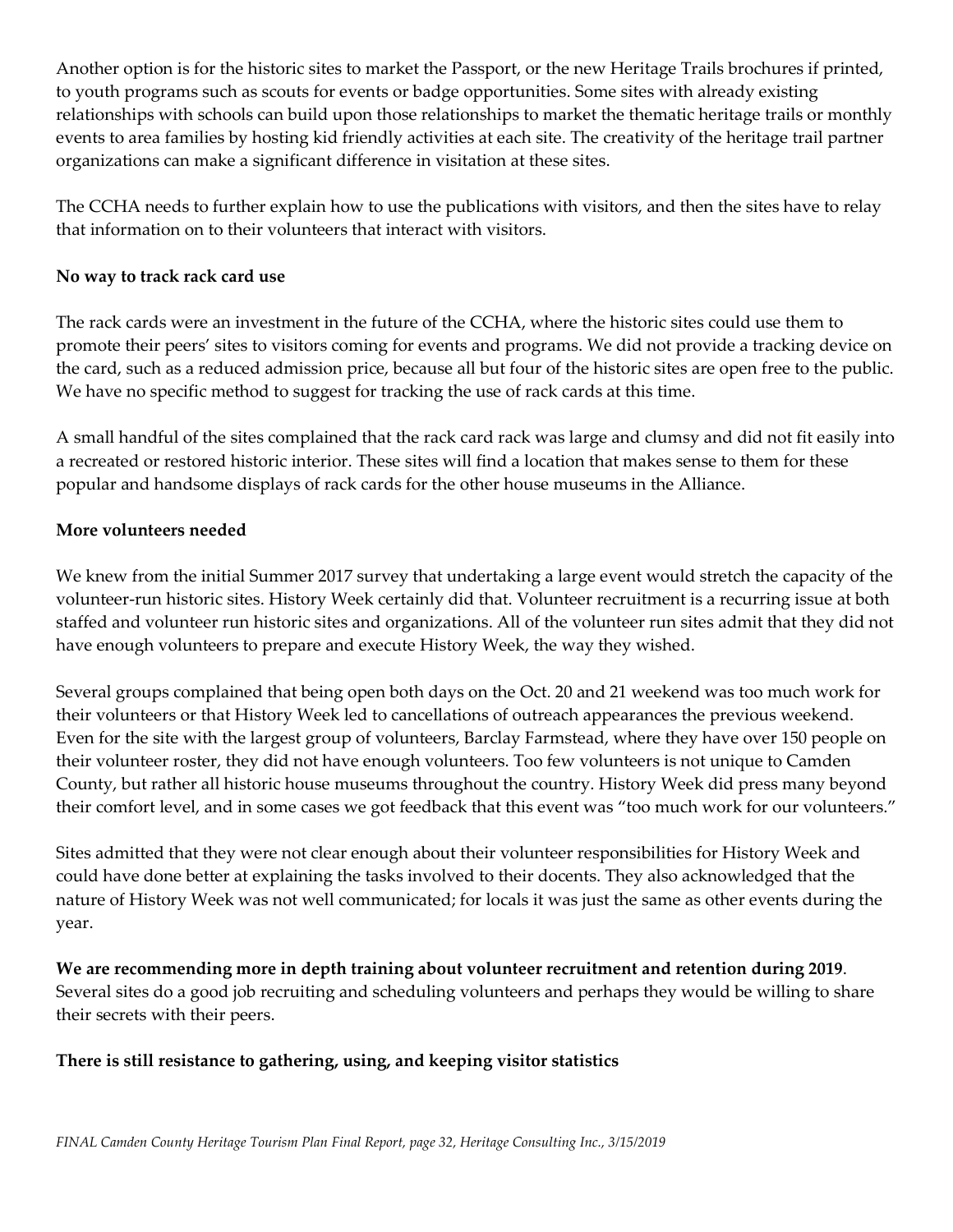Another option is for the historic sites to market the Passport, or the new Heritage Trails brochures if printed, to youth programs such as scouts for events or badge opportunities. Some sites with already existing relationships with schools can build upon those relationships to market the thematic heritage trails or monthly events to area families by hosting kid friendly activities at each site. The creativity of the heritage trail partner organizations can make a significant difference in visitation at these sites.

The CCHA needs to further explain how to use the publications with visitors, and then the sites have to relay that information on to their volunteers that interact with visitors.

**No way to track rack card use**

The rack cards were an investment in the future of the CCHA, where the historic sites could use them to promote their peers' sites to visitors coming for events and programs. We did not provide a tracking device on the card, such as a reduced admission price, because all but four of the historic sites are open free to the public. We have no specific method to suggest for tracking the use of rack cards at this time.

A small handful of the sites complained that the rack card rack was large and clumsy and did not fit easily into a recreated or restored historic interior. These sites will find a location that makes sense to them for these popular and handsome displays of rack cards for the other house museums in the Alliance.

**More volunteers needed**

We knew from the initial Summer 2017 survey that undertaking a large event would stretch the capacity of the volunteer-run historic sites. History Week certainly did that. Volunteer recruitment is a recurring issue at both staffed and volunteer run historic sites and organizations. All of the volunteer run sites admit that they did not have enough volunteers to prepare and execute History Week, the way they wished.

Several groups complained that being open both days on the Oct. 20 and 21 weekend was too much work for their volunteers or that History Week led to cancellations of outreach appearances the previous weekend. Even for the site with the largest group of volunteers, Barclay Farmstead, where they have over 150 people on their volunteer roster, they did not have enough volunteers. Too few volunteers is not unique to Camden County, but rather all historic house museums throughout the country. History Week did press many beyond their comfort level, and in some cases we got feedback that this event was "too much work for our volunteers."

Sites admitted that they were not clear enough about their volunteer responsibilities for History Week and could have done better at explaining the tasks involved to their docents. They also acknowledged that the nature of History Week was not well communicated; for locals it was just the same as other events during the year.

**We are recommending more in depth training about volunteer recruitment and retention during 2019**. Several sites do a good job recruiting and scheduling volunteers and perhaps they would be willing to share their secrets with their peers.

**There is still resistance to gathering, using, and keeping visitor statistics**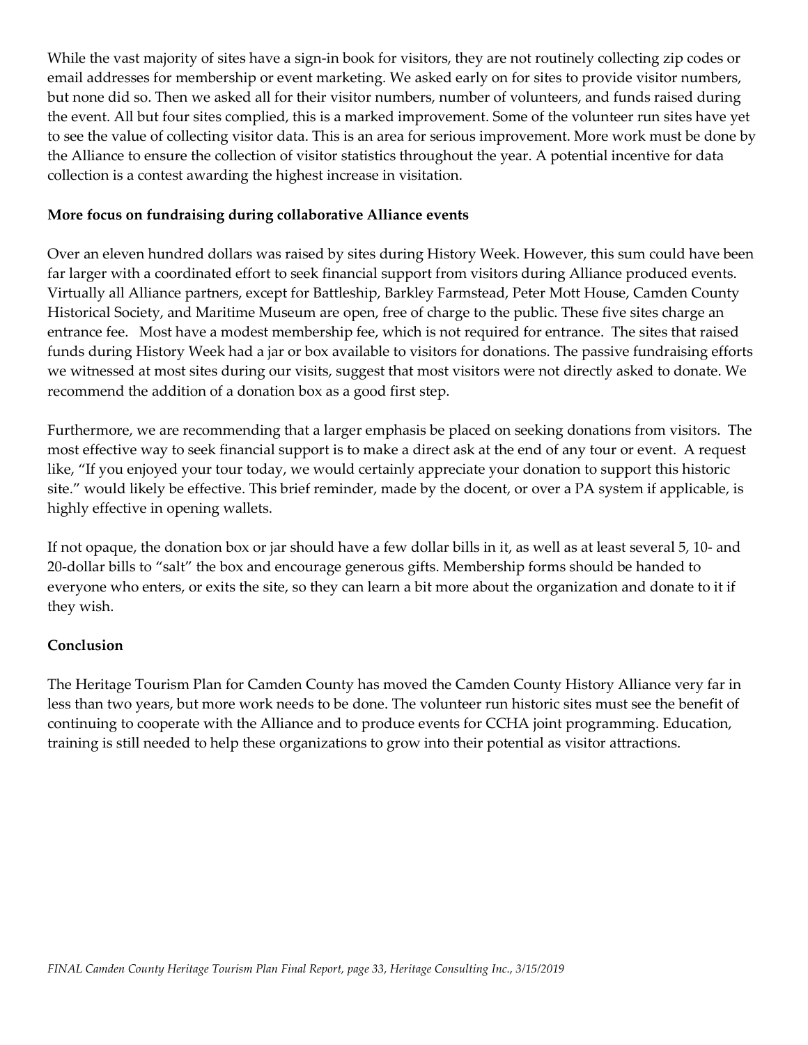While the vast majority of sites have a sign-in book for visitors, they are not routinely collecting zip codes or email addresses for membership or event marketing. We asked early on for sites to provide visitor numbers, but none did so. Then we asked all for their visitor numbers, number of volunteers, and funds raised during the event. All but four sites complied, this is a marked improvement. Some of the volunteer run sites have yet to see the value of collecting visitor data. This is an area for serious improvement. More work must be done by the Alliance to ensure the collection of visitor statistics throughout the year. A potential incentive for data collection is a contest awarding the highest increase in visitation.

**More focus on fundraising during collaborative Alliance events**

Over an eleven hundred dollars was raised by sites during History Week. However, this sum could have been far larger with a coordinated effort to seek financial support from visitors during Alliance produced events. Virtually all Alliance partners, except for Battleship, Barkley Farmstead, Peter Mott House, Camden County Historical Society, and Maritime Museum are open, free of charge to the public. These five sites charge an entrance fee. Most have a modest membership fee, which is not required for entrance. The sites that raised funds during History Week had a jar or box available to visitors for donations. The passive fundraising efforts we witnessed at most sites during our visits, suggest that most visitors were not directly asked to donate. We recommend the addition of a donation box as a good first step.

Furthermore, we are recommending that a larger emphasis be placed on seeking donations from visitors. The most effective way to seek financial support is to make a direct ask at the end of any tour or event. A request like, "If you enjoyed your tour today, we would certainly appreciate your donation to support this historic site." would likely be effective. This brief reminder, made by the docent, or over a PA system if applicable, is highly effective in opening wallets.

If not opaque, the donation box or jar should have a few dollar bills in it, as well as at least several 5, 10- and 20-dollar bills to "salt" the box and encourage generous gifts. Membership forms should be handed to everyone who enters, or exits the site, so they can learn a bit more about the organization and donate to it if they wish.

**Conclusion**

The Heritage Tourism Plan for Camden County has moved the Camden County History Alliance very far in less than two years, but more work needs to be done. The volunteer run historic sites must see the benefit of continuing to cooperate with the Alliance and to produce events for CCHA joint programming. Education, training is still needed to help these organizations to grow into their potential as visitor attractions.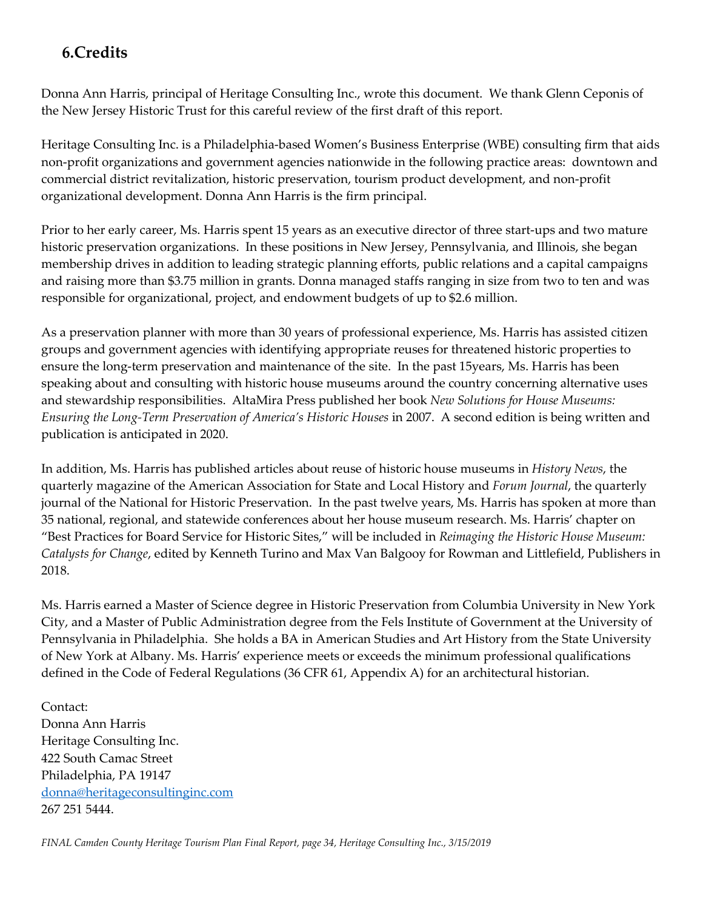## 6.Credits

Donna Ann Harris, principal of Heritage Consulting Inc., wrote this document. We thank Glenn Ceponis of the New Jersey Historic Trust for this careful review of the first draft of this report.

Heritage Consulting Inc. is a Philadelphia-based Women's Business Enterprise (WBE) consulting firm that aids non-profit organizations and government agencies nationwide in the following practice areas: downtown and commercial district revitalization, historic preservation, tourism product development, and non-profit organizational development. Donna Ann Harris is the firm principal.

Prior to her early career, Ms. Harris spent 15 years as an executive director of three start-ups and two mature historic preservation organizations. In these positions in New Jersey, Pennsylvania, and Illinois, she began membership drives in addition to leading strategic planning efforts, public relations and a capital campaigns and raising more than $3.75 million in grants. Donna managed staffs ranging in size from two to ten and was responsible for organizational, project, and endowment budgets of up to $2.6 million.

As a preservation planner with more than 30 years of professional experience, Ms. Harris has assisted citizen groups and government agencies with identifying appropriate reuses for threatened historic properties to ensure the long-term preservation and maintenance of the site. In the past 15years, Ms. Harris has been speaking about and consulting with historic house museums around the country concerning alternative uses and stewardship responsibilities. AltaMira Press published her book *New Solutions for House Museums: Ensuring the Long-Term Preservation of America's Historic Houses* in 2007. A second edition is being written and publication is anticipated in 2020.

In addition, Ms. Harris has published articles about reuse of historic house museums in *History News*, the quarterly magazine of the American Association for State and Local History and *Forum Journal*, the quarterly journal of the National for Historic Preservation. In the past twelve years, Ms. Harris has spoken at more than 35 national, regional, and statewide conferences about her house museum research. Ms. Harris' chapter on "Best Practices for Board Service for Historic Sites," will be included in *Reimaging the Historic House Museum: Catalysts for Change*, edited by Kenneth Turino and Max Van Balgooy for Rowman and Littlefield, Publishers in 2018.

Ms. Harris earned a Master of Science degree in Historic Preservation from Columbia University in New York City, and a Master of Public Administration degree from the Fels Institute of Government at the University of Pennsylvania in Philadelphia. She holds a BA in American Studies and Art History from the State University of New York at Albany. Ms. Harris' experience meets or exceeds the minimum professional qualifications defined in the Code of Federal Regulations (36 CFR 61, Appendix A) for an architectural historian.

Contact:
Donna Ann Harris
Heritage Consulting Inc.
422 South Camac Street
Philadelphia, PA 19147
donna@heritageconsultinginc.com
267 251 5444.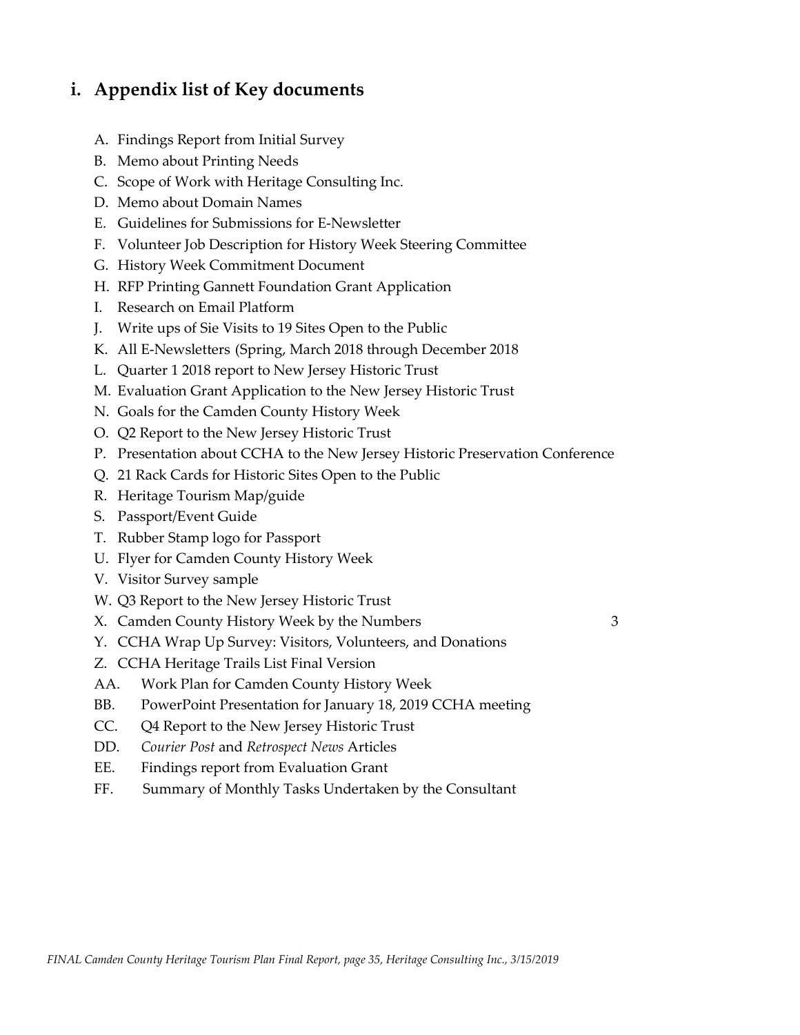## i. Appendix list of Key documents

A. Findings Report from Initial Survey
B. Memo about Printing Needs
C. Scope of Work with Heritage Consulting Inc.
D. Memo about Domain Names
E. Guidelines for Submissions for E-Newsletter
F. Volunteer Job Description for History Week Steering Committee
G. History Week Commitment Document
H. RFP Printing Gannett Foundation Grant Application
I. Research on Email Platform
J. Write ups of Sie Visits to 19 Sites Open to the Public
K. All E-Newsletters (Spring, March 2018 through December 2018
L. Quarter 1 2018 report to New Jersey Historic Trust
M. Evaluation Grant Application to the New Jersey Historic Trust
N. Goals for the Camden County History Week
O. Q2 Report to the New Jersey Historic Trust
P. Presentation about CCHA to the New Jersey Historic Preservation Conference
Q. 21 Rack Cards for Historic Sites Open to the Public
R. Heritage Tourism Map/guide
S. Passport/Event Guide
T. Rubber Stamp logo for Passport
U. Flyer for Camden County History Week
V. Visitor Survey sample
W. Q3 Report to the New Jersey Historic Trust
X. Camden County History Week by the Numbers 3
Y. CCHA Wrap Up Survey: Visitors, Volunteers, and Donations
Z. CCHA Heritage Trails List Final Version
AA. Work Plan for Camden County History Week
BB. PowerPoint Presentation for January 18, 2019 CCHA meeting
CC. Q4 Report to the New Jersey Historic Trust
DD. *Courier Post* and *Retrospect News* Articles
EE. Findings report from Evaluation Grant
FF. Summary of Monthly Tasks Undertaken by the Consultant